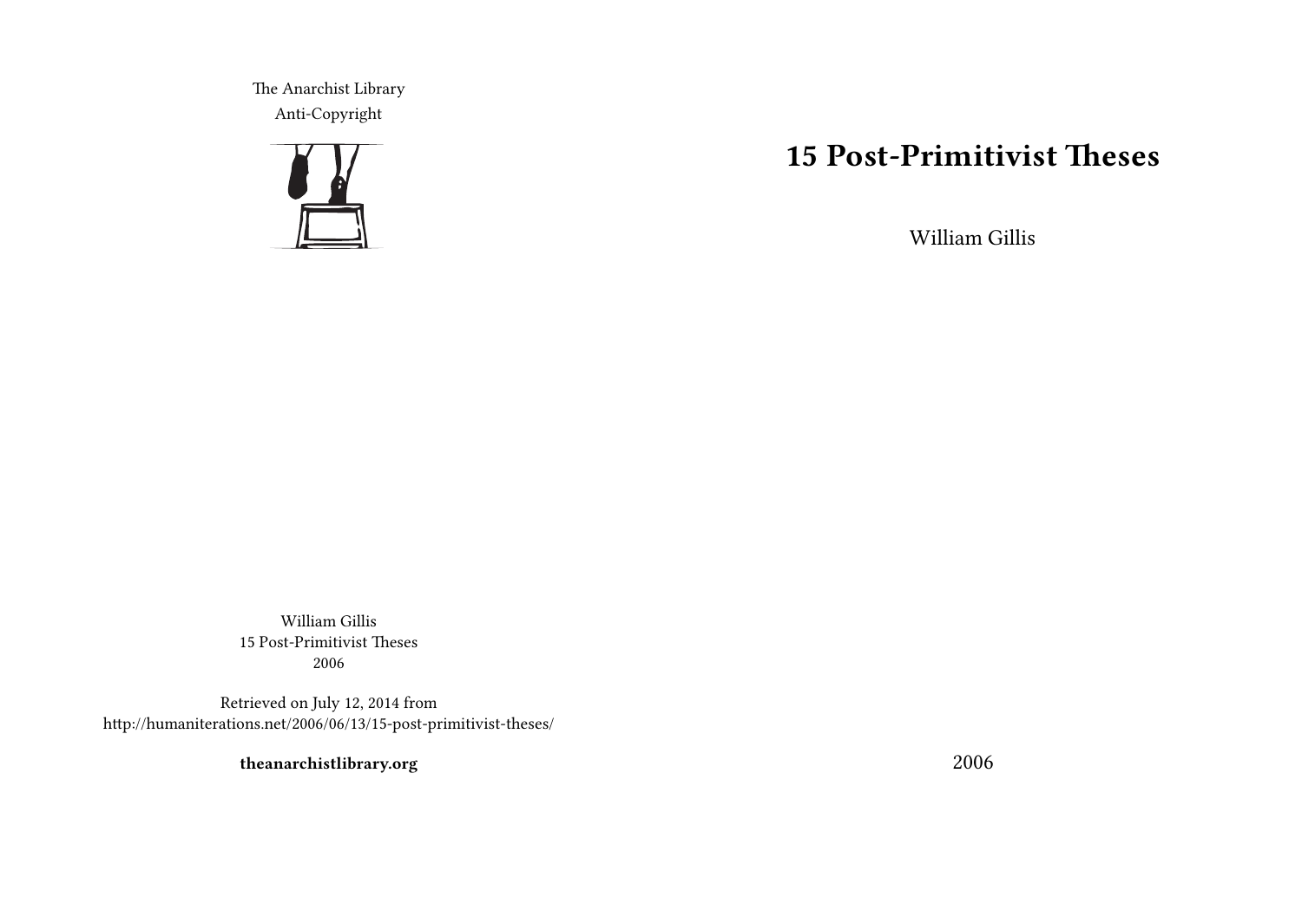The Anarchist Library
Anti-Copyright

# 15 Post-Primitivist Theses

William Gillis

2006

William Gillis
15 Post-Primitivist Theses
2006

Retrieved on July 12, 2014 from
http://humaniterations.net/2006/06/13/15-post-primitivist-theses/

**theanarchistlibrary.org**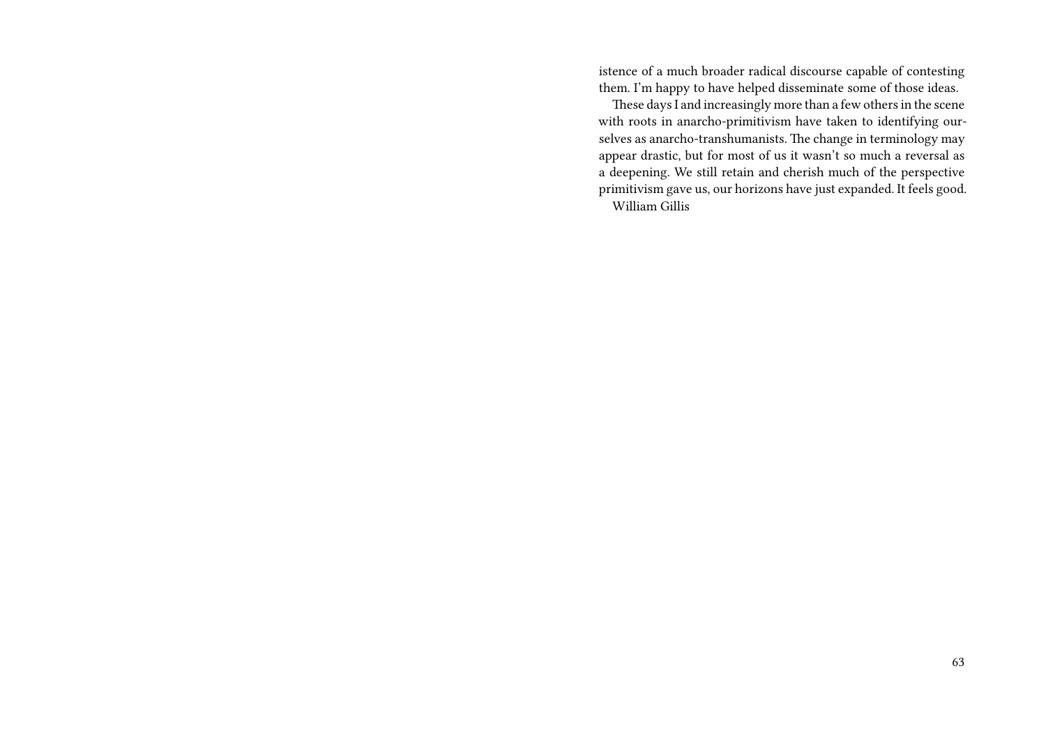istence of a much broader radical discourse capable of contesting them. I'm happy to have helped disseminate some of those ideas.

These days I and increasingly more than a few others in the scene with roots in anarcho-primitivism have taken to identifying ourselves as anarcho-transhumanists. The change in terminology may appear drastic, but for most of us it wasn't so much a reversal as a deepening. We still retain and cherish much of the perspective primitivism gave us, our horizons have just expanded. It feels good.

William Gillis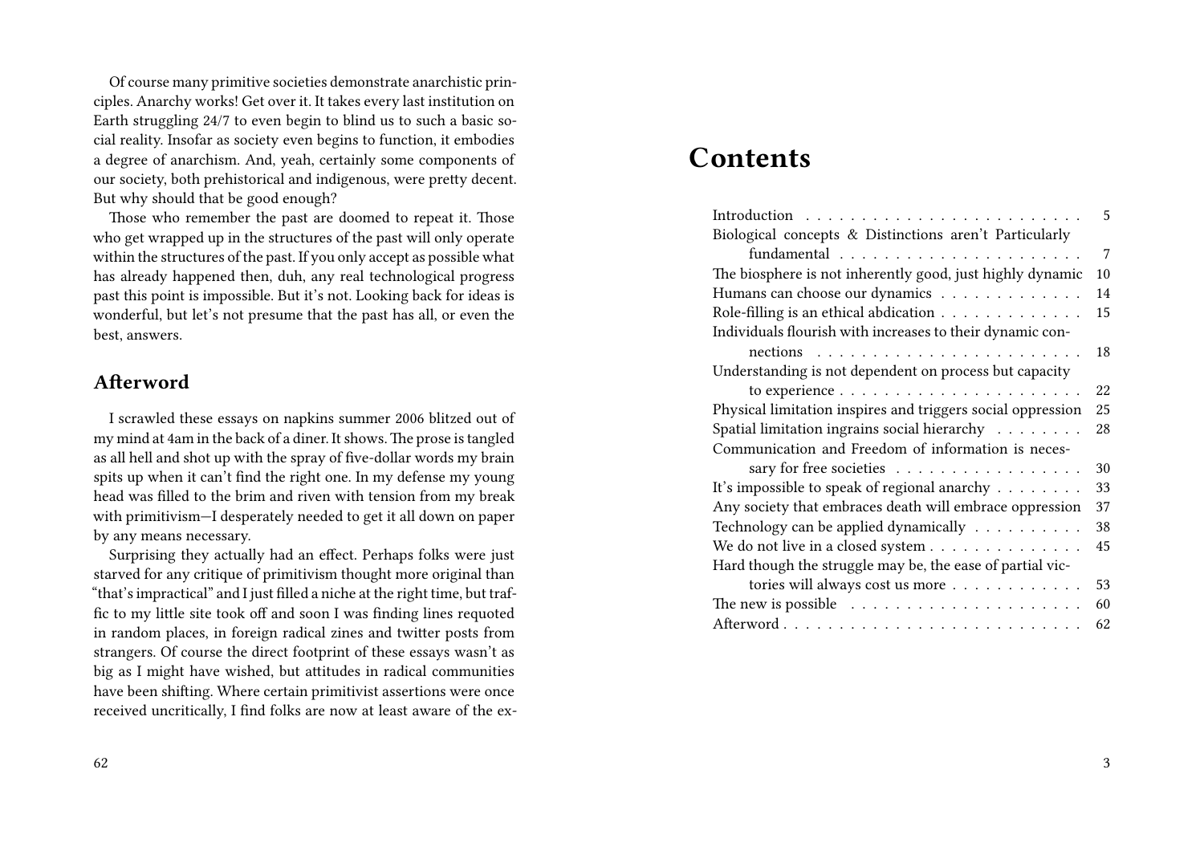Of course many primitive societies demonstrate anarchistic principles. Anarchy works! Get over it. It takes every last institution on Earth struggling 24/7 to even begin to blind us to such a basic social reality. Insofar as society even begins to function, it embodies a degree of anarchism. And, yeah, certainly some components of our society, both prehistorical and indigenous, were pretty decent. But why should that be good enough?

Those who remember the past are doomed to repeat it. Those who get wrapped up in the structures of the past will only operate within the structures of the past. If you only accept as possible what has already happened then, duh, any real technological progress past this point is impossible. But it's not. Looking back for ideas is wonderful, but let's not presume that the past has all, or even the best, answers.

## Afterword

I scrawled these essays on napkins summer 2006 blitzed out of my mind at 4am in the back of a diner. It shows. The prose is tangled as all hell and shot up with the spray of five-dollar words my brain spits up when it can't find the right one. In my defense my young head was filled to the brim and riven with tension from my break with primitivism—I desperately needed to get it all down on paper by any means necessary.

Surprising they actually had an effect. Perhaps folks were just starved for any critique of primitivism thought more original than "that's impractical" and I just filled a niche at the right time, but traffic to my little site took off and soon I was finding lines requoted in random places, in foreign radical zines and twitter posts from strangers. Of course the direct footprint of these essays wasn't as big as I might have wished, but attitudes in radical communities have been shifting. Where certain primitivist assertions were once received uncritically, I find folks are now at least aware of the ex-

# Contents

- Introduction ... 5
- Biological concepts & Distinctions aren't Particularly fundamental ... 7
- The biosphere is not inherently good, just highly dynamic ... 10
- Humans can choose our dynamics ... 14
- Role-filling is an ethical abdication ... 15
- Individuals flourish with increases to their dynamic connections ... 18
- Understanding is not dependent on process but capacity to experience ... 22
- Physical limitation inspires and triggers social oppression ... 25
- Spatial limitation ingrains social hierarchy ... 28
- Communication and Freedom of information is necessary for free societies ... 30
- It's impossible to speak of regional anarchy ... 33
- Any society that embraces death will embrace oppression ... 37
- Technology can be applied dynamically ... 38
- We do not live in a closed system ... 45
- Hard though the struggle may be, the ease of partial victories will always cost us more ... 53
- The new is possible ... 60
- Afterword ... 62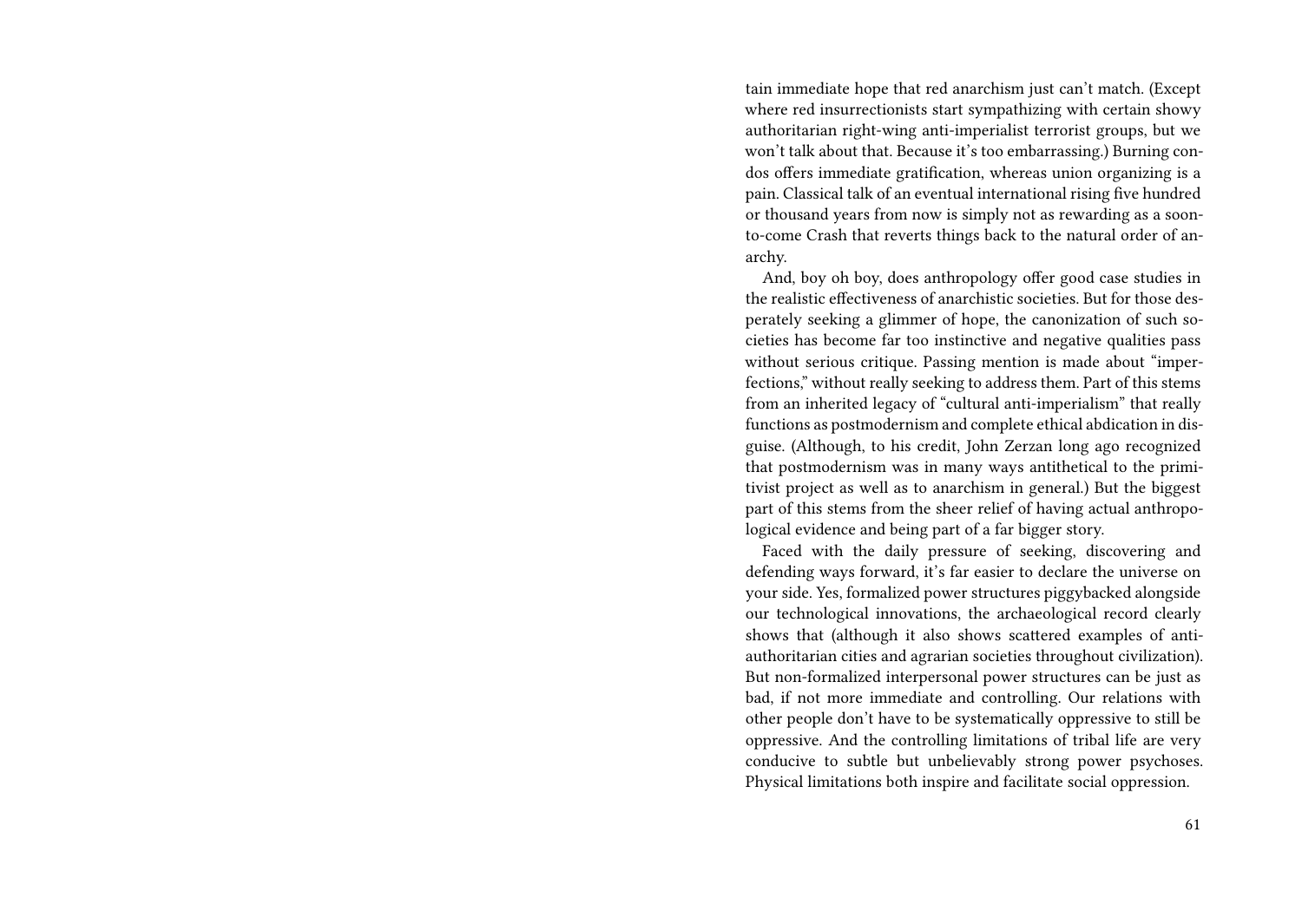tain immediate hope that red anarchism just can't match. (Except where red insurrectionists start sympathizing with certain showy authoritarian right-wing anti-imperialist terrorist groups, but we won't talk about that. Because it's too embarrassing.) Burning condos offers immediate gratification, whereas union organizing is a pain. Classical talk of an eventual international rising five hundred or thousand years from now is simply not as rewarding as a soon-to-come Crash that reverts things back to the natural order of anarchy.

And, boy oh boy, does anthropology offer good case studies in the realistic effectiveness of anarchistic societies. But for those desperately seeking a glimmer of hope, the canonization of such societies has become far too instinctive and negative qualities pass without serious critique. Passing mention is made about "imperfections," without really seeking to address them. Part of this stems from an inherited legacy of "cultural anti-imperialism" that really functions as postmodernism and complete ethical abdication in disguise. (Although, to his credit, John Zerzan long ago recognized that postmodernism was in many ways antithetical to the primitivist project as well as to anarchism in general.) But the biggest part of this stems from the sheer relief of having actual anthropological evidence and being part of a far bigger story.

Faced with the daily pressure of seeking, discovering and defending ways forward, it's far easier to declare the universe on your side. Yes, formalized power structures piggybacked alongside our technological innovations, the archaeological record clearly shows that (although it also shows scattered examples of anti-authoritarian cities and agrarian societies throughout civilization). But non-formalized interpersonal power structures can be just as bad, if not more immediate and controlling. Our relations with other people don't have to be systematically oppressive to still be oppressive. And the controlling limitations of tribal life are very conducive to subtle but unbelievably strong power psychoses. Physical limitations both inspire and facilitate social oppression.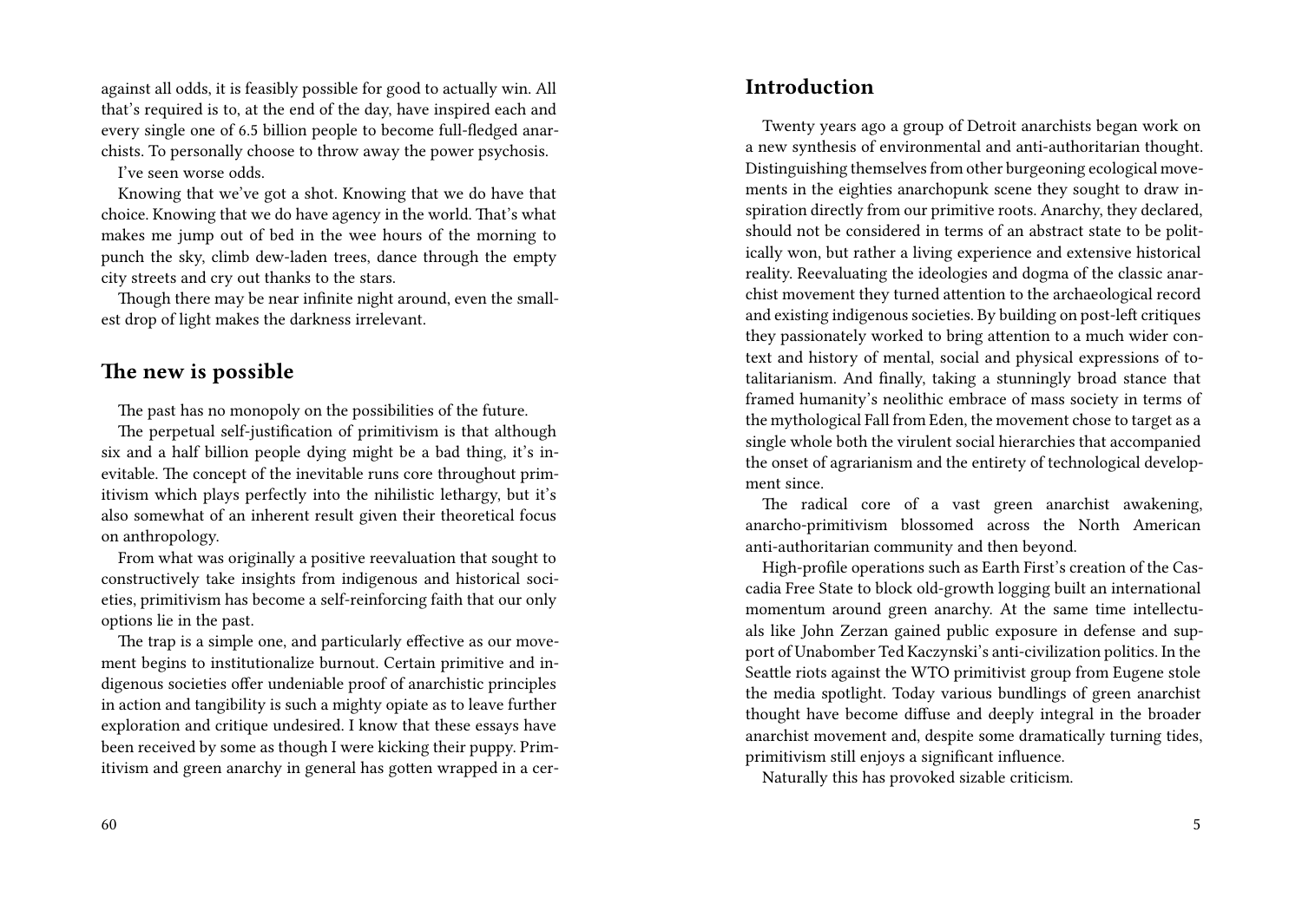against all odds, it is feasibly possible for good to actually win. All that's required is to, at the end of the day, have inspired each and every single one of 6.5 billion people to become full-fledged anarchists. To personally choose to throw away the power psychosis.

I've seen worse odds.

Knowing that we've got a shot. Knowing that we do have that choice. Knowing that we do have agency in the world. That's what makes me jump out of bed in the wee hours of the morning to punch the sky, climb dew-laden trees, dance through the empty city streets and cry out thanks to the stars.

Though there may be near infinite night around, even the smallest drop of light makes the darkness irrelevant.

## The new is possible

The past has no monopoly on the possibilities of the future.

The perpetual self-justification of primitivism is that although six and a half billion people dying might be a bad thing, it's inevitable. The concept of the inevitable runs core throughout primitivism which plays perfectly into the nihilistic lethargy, but it's also somewhat of an inherent result given their theoretical focus on anthropology.

From what was originally a positive reevaluation that sought to constructively take insights from indigenous and historical societies, primitivism has become a self-reinforcing faith that our only options lie in the past.

The trap is a simple one, and particularly effective as our movement begins to institutionalize burnout. Certain primitive and indigenous societies offer undeniable proof of anarchistic principles in action and tangibility is such a mighty opiate as to leave further exploration and critique undesired. I know that these essays have been received by some as though I were kicking their puppy. Primitivism and green anarchy in general has gotten wrapped in a cer-

## Introduction

Twenty years ago a group of Detroit anarchists began work on a new synthesis of environmental and anti-authoritarian thought. Distinguishing themselves from other burgeoning ecological movements in the eighties anarchopunk scene they sought to draw inspiration directly from our primitive roots. Anarchy, they declared, should not be considered in terms of an abstract state to be politically won, but rather a living experience and extensive historical reality. Reevaluating the ideologies and dogma of the classic anarchist movement they turned attention to the archaeological record and existing indigenous societies. By building on post-left critiques they passionately worked to bring attention to a much wider context and history of mental, social and physical expressions of totalitarianism. And finally, taking a stunningly broad stance that framed humanity's neolithic embrace of mass society in terms of the mythological Fall from Eden, the movement chose to target as a single whole both the virulent social hierarchies that accompanied the onset of agrarianism and the entirety of technological development since.

The radical core of a vast green anarchist awakening, anarcho-primitivism blossomed across the North American anti-authoritarian community and then beyond.

High-profile operations such as Earth First's creation of the Cascadia Free State to block old-growth logging built an international momentum around green anarchy. At the same time intellectuals like John Zerzan gained public exposure in defense and support of Unabomber Ted Kaczynski's anti-civilization politics. In the Seattle riots against the WTO primitivist group from Eugene stole the media spotlight. Today various bundlings of green anarchist thought have become diffuse and deeply integral in the broader anarchist movement and, despite some dramatically turning tides, primitivism still enjoys a significant influence.

Naturally this has provoked sizable criticism.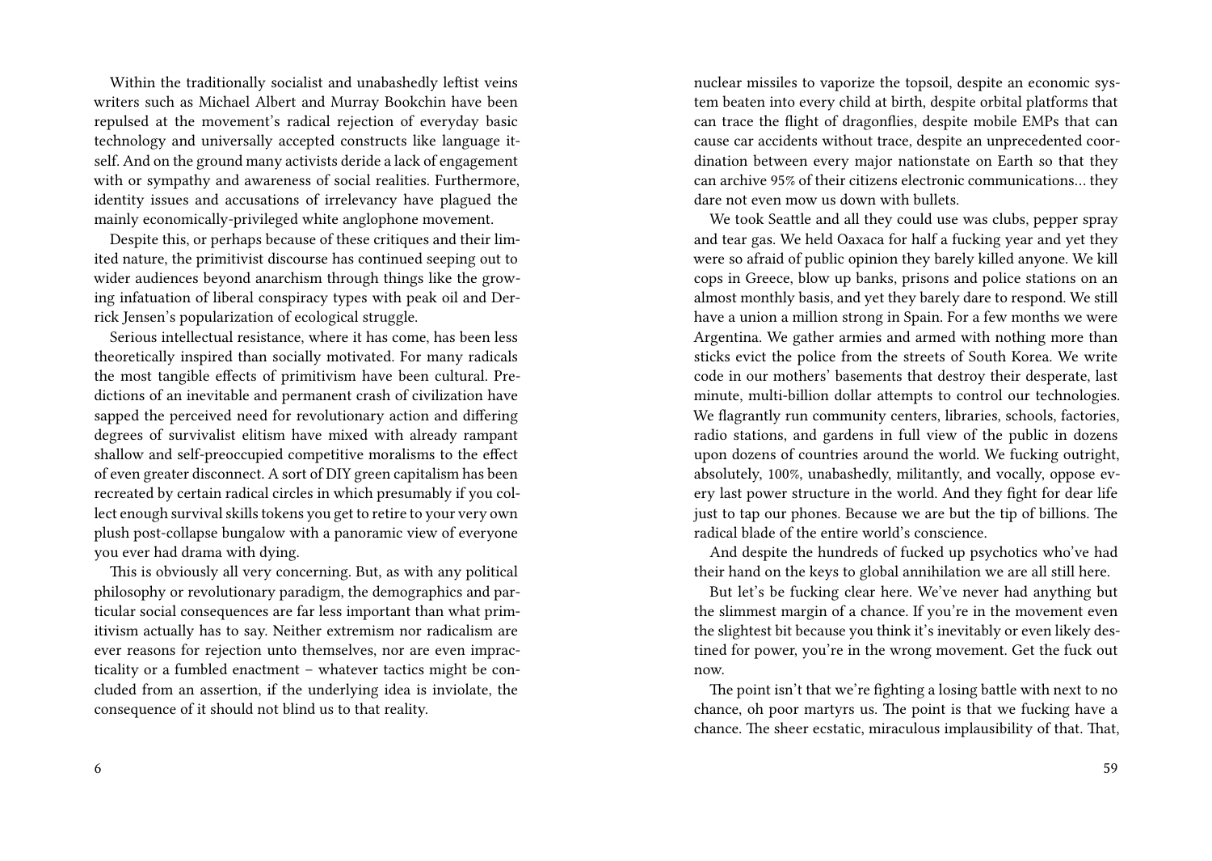Within the traditionally socialist and unabashedly leftist veins writers such as Michael Albert and Murray Bookchin have been repulsed at the movement's radical rejection of everyday basic technology and universally accepted constructs like language itself. And on the ground many activists deride a lack of engagement with or sympathy and awareness of social realities. Furthermore, identity issues and accusations of irrelevancy have plagued the mainly economically-privileged white anglophone movement.

Despite this, or perhaps because of these critiques and their limited nature, the primitivist discourse has continued seeping out to wider audiences beyond anarchism through things like the growing infatuation of liberal conspiracy types with peak oil and Derrick Jensen's popularization of ecological struggle.

Serious intellectual resistance, where it has come, has been less theoretically inspired than socially motivated. For many radicals the most tangible effects of primitivism have been cultural. Predictions of an inevitable and permanent crash of civilization have sapped the perceived need for revolutionary action and differing degrees of survivalist elitism have mixed with already rampant shallow and self-preoccupied competitive moralisms to the effect of even greater disconnect. A sort of DIY green capitalism has been recreated by certain radical circles in which presumably if you collect enough survival skills tokens you get to retire to your very own plush post-collapse bungalow with a panoramic view of everyone you ever had drama with dying.

This is obviously all very concerning. But, as with any political philosophy or revolutionary paradigm, the demographics and particular social consequences are far less important than what primitivism actually has to say. Neither extremism nor radicalism are ever reasons for rejection unto themselves, nor are even impracticality or a fumbled enactment – whatever tactics might be concluded from an assertion, if the underlying idea is inviolate, the consequence of it should not blind us to that reality.

nuclear missiles to vaporize the topsoil, despite an economic system beaten into every child at birth, despite orbital platforms that can trace the flight of dragonflies, despite mobile EMPs that can cause car accidents without trace, despite an unprecedented coordination between every major nationstate on Earth so that they can archive 95% of their citizens electronic communications… they dare not even mow us down with bullets.

We took Seattle and all they could use was clubs, pepper spray and tear gas. We held Oaxaca for half a fucking year and yet they were so afraid of public opinion they barely killed anyone. We kill cops in Greece, blow up banks, prisons and police stations on an almost monthly basis, and yet they barely dare to respond. We still have a union a million strong in Spain. For a few months we were Argentina. We gather armies and armed with nothing more than sticks evict the police from the streets of South Korea. We write code in our mothers' basements that destroy their desperate, last minute, multi-billion dollar attempts to control our technologies. We flagrantly run community centers, libraries, schools, factories, radio stations, and gardens in full view of the public in dozens upon dozens of countries around the world. We fucking outright, absolutely, 100%, unabashedly, militantly, and vocally, oppose every last power structure in the world. And they fight for dear life just to tap our phones. Because we are but the tip of billions. The radical blade of the entire world's conscience.

And despite the hundreds of fucked up psychotics who've had their hand on the keys to global annihilation we are all still here.

But let's be fucking clear here. We've never had anything but the slimmest margin of a chance. If you're in the movement even the slightest bit because you think it's inevitably or even likely destined for power, you're in the wrong movement. Get the fuck out now.

The point isn't that we're fighting a losing battle with next to no chance, oh poor martyrs us. The point is that we fucking have a chance. The sheer ecstatic, miraculous implausibility of that. That,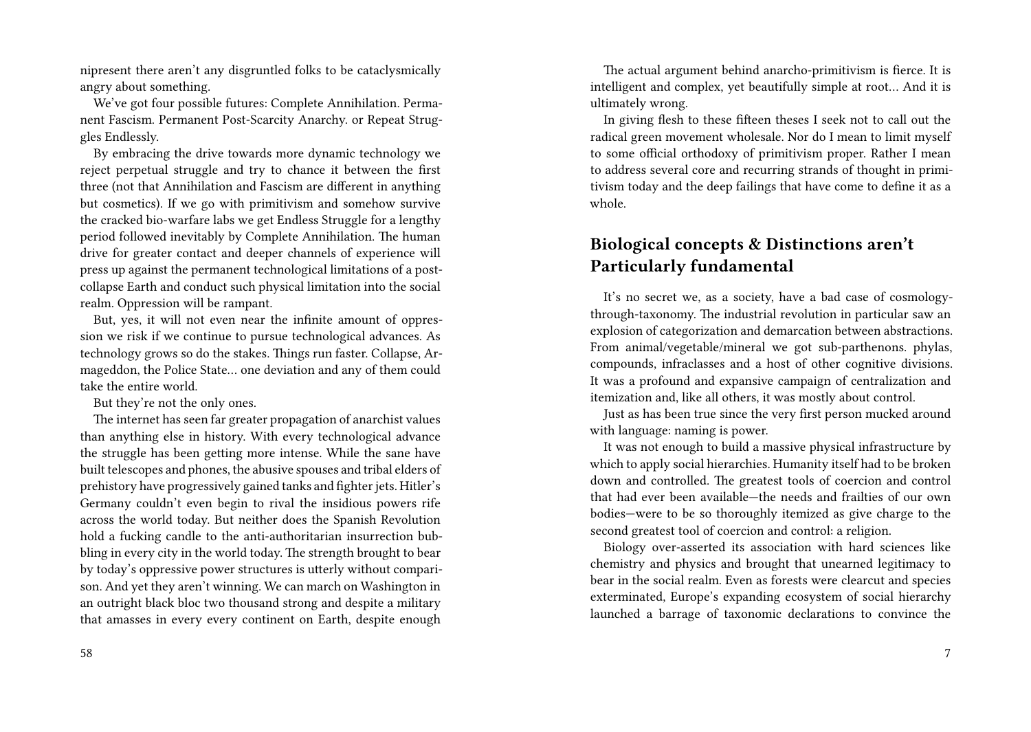nipresent there aren't any disgruntled folks to be cataclysmically angry about something.

We've got four possible futures: Complete Annihilation. Permanent Fascism. Permanent Post-Scarcity Anarchy. or Repeat Struggles Endlessly.

By embracing the drive towards more dynamic technology we reject perpetual struggle and try to chance it between the first three (not that Annihilation and Fascism are different in anything but cosmetics). If we go with primitivism and somehow survive the cracked bio-warfare labs we get Endless Struggle for a lengthy period followed inevitably by Complete Annihilation. The human drive for greater contact and deeper channels of experience will press up against the permanent technological limitations of a post-collapse Earth and conduct such physical limitation into the social realm. Oppression will be rampant.

But, yes, it will not even near the infinite amount of oppression we risk if we continue to pursue technological advances. As technology grows so do the stakes. Things run faster. Collapse, Armageddon, the Police State… one deviation and any of them could take the entire world.

But they're not the only ones.

The internet has seen far greater propagation of anarchist values than anything else in history. With every technological advance the struggle has been getting more intense. While the sane have built telescopes and phones, the abusive spouses and tribal elders of prehistory have progressively gained tanks and fighter jets. Hitler's Germany couldn't even begin to rival the insidious powers rife across the world today. But neither does the Spanish Revolution hold a fucking candle to the anti-authoritarian insurrection bubbling in every city in the world today. The strength brought to bear by today's oppressive power structures is utterly without comparison. And yet they aren't winning. We can march on Washington in an outright black bloc two thousand strong and despite a military that amasses in every every continent on Earth, despite enough

The actual argument behind anarcho-primitivism is fierce. It is intelligent and complex, yet beautifully simple at root… And it is ultimately wrong.

In giving flesh to these fifteen theses I seek not to call out the radical green movement wholesale. Nor do I mean to limit myself to some official orthodoxy of primitivism proper. Rather I mean to address several core and recurring strands of thought in primitivism today and the deep failings that have come to define it as a whole.

## Biological concepts & Distinctions aren't Particularly fundamental

It's no secret we, as a society, have a bad case of cosmology-through-taxonomy. The industrial revolution in particular saw an explosion of categorization and demarcation between abstractions. From animal/vegetable/mineral we got sub-parthenons. phylas, compounds, infraclasses and a host of other cognitive divisions. It was a profound and expansive campaign of centralization and itemization and, like all others, it was mostly about control.

Just as has been true since the very first person mucked around with language: naming is power.

It was not enough to build a massive physical infrastructure by which to apply social hierarchies. Humanity itself had to be broken down and controlled. The greatest tools of coercion and control that had ever been available—the needs and frailties of our own bodies—were to be so thoroughly itemized as give charge to the second greatest tool of coercion and control: a religion.

Biology over-asserted its association with hard sciences like chemistry and physics and brought that unearned legitimacy to bear in the social realm. Even as forests were clearcut and species exterminated, Europe's expanding ecosystem of social hierarchy launched a barrage of taxonomic declarations to convince the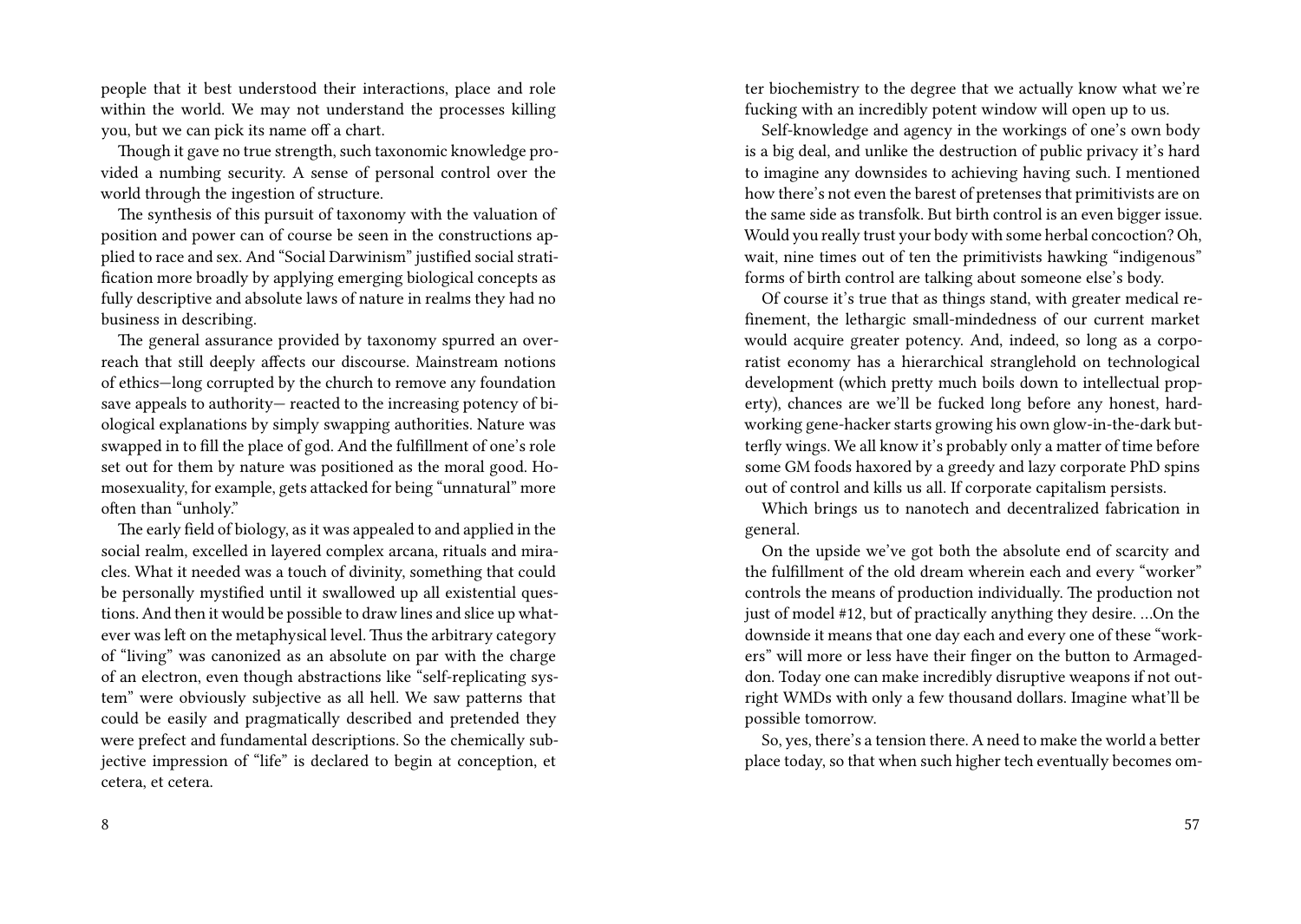people that it best understood their interactions, place and role within the world. We may not understand the processes killing you, but we can pick its name off a chart.

Though it gave no true strength, such taxonomic knowledge provided a numbing security. A sense of personal control over the world through the ingestion of structure.

The synthesis of this pursuit of taxonomy with the valuation of position and power can of course be seen in the constructions applied to race and sex. And "Social Darwinism" justified social stratification more broadly by applying emerging biological concepts as fully descriptive and absolute laws of nature in realms they had no business in describing.

The general assurance provided by taxonomy spurred an overreach that still deeply affects our discourse. Mainstream notions of ethics—long corrupted by the church to remove any foundation save appeals to authority— reacted to the increasing potency of biological explanations by simply swapping authorities. Nature was swapped in to fill the place of god. And the fulfillment of one's role set out for them by nature was positioned as the moral good. Homosexuality, for example, gets attacked for being "unnatural" more often than "unholy."

The early field of biology, as it was appealed to and applied in the social realm, excelled in layered complex arcana, rituals and miracles. What it needed was a touch of divinity, something that could be personally mystified until it swallowed up all existential questions. And then it would be possible to draw lines and slice up whatever was left on the metaphysical level. Thus the arbitrary category of "living" was canonized as an absolute on par with the charge of an electron, even though abstractions like "self-replicating system" were obviously subjective as all hell. We saw patterns that could be easily and pragmatically described and pretended they were prefect and fundamental descriptions. So the chemically subjective impression of "life" is declared to begin at conception, et cetera, et cetera.

ter biochemistry to the degree that we actually know what we're fucking with an incredibly potent window will open up to us.

Self-knowledge and agency in the workings of one's own body is a big deal, and unlike the destruction of public privacy it's hard to imagine any downsides to achieving having such. I mentioned how there's not even the barest of pretenses that primitivists are on the same side as transfolk. But birth control is an even bigger issue. Would you really trust your body with some herbal concoction? Oh, wait, nine times out of ten the primitivists hawking "indigenous" forms of birth control are talking about someone else's body.

Of course it's true that as things stand, with greater medical refinement, the lethargic small-mindedness of our current market would acquire greater potency. And, indeed, so long as a corporatist economy has a hierarchical stranglehold on technological development (which pretty much boils down to intellectual property), chances are we'll be fucked long before any honest, hardworking gene-hacker starts growing his own glow-in-the-dark butterfly wings. We all know it's probably only a matter of time before some GM foods haxored by a greedy and lazy corporate PhD spins out of control and kills us all. If corporate capitalism persists.

Which brings us to nanotech and decentralized fabrication in general.

On the upside we've got both the absolute end of scarcity and the fulfillment of the old dream wherein each and every "worker" controls the means of production individually. The production not just of model #12, but of practically anything they desire. …On the downside it means that one day each and every one of these "workers" will more or less have their finger on the button to Armageddon. Today one can make incredibly disruptive weapons if not outright WMDs with only a few thousand dollars. Imagine what'll be possible tomorrow.

So, yes, there's a tension there. A need to make the world a better place today, so that when such higher tech eventually becomes om-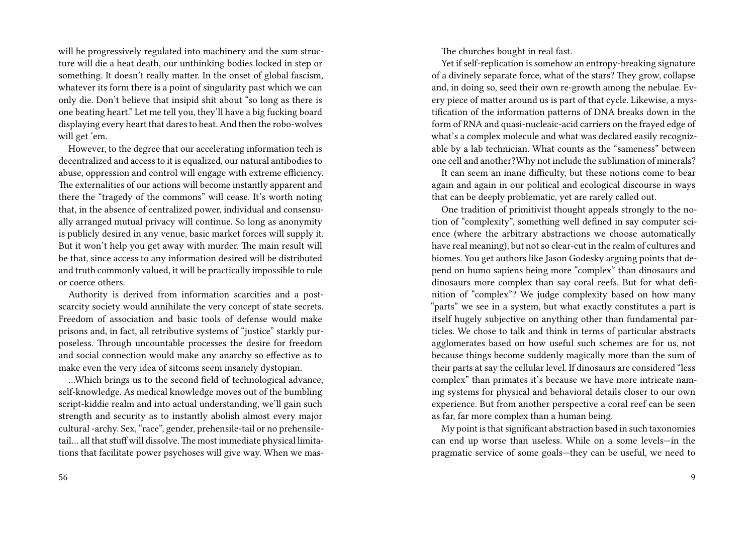will be progressively regulated into machinery and the sum structure will die a heat death, our unthinking bodies locked in step or something. It doesn't really matter. In the onset of global fascism, whatever its form there is a point of singularity past which we can only die. Don't believe that insipid shit about "so long as there is one beating heart." Let me tell you, they'll have a big fucking board displaying every heart that dares to beat. And then the robo-wolves will get 'em.

However, to the degree that our accelerating information tech is decentralized and access to it is equalized, our natural antibodies to abuse, oppression and control will engage with extreme efficiency. The externalities of our actions will become instantly apparent and there the "tragedy of the commons" will cease. It's worth noting that, in the absence of centralized power, individual and consensually arranged mutual privacy will continue. So long as anonymity is publicly desired in any venue, basic market forces will supply it. But it won't help you get away with murder. The main result will be that, since access to any information desired will be distributed and truth commonly valued, it will be practically impossible to rule or coerce others.

Authority is derived from information scarcities and a post-scarcity society would annihilate the very concept of state secrets. Freedom of association and basic tools of defense would make prisons and, in fact, all retributive systems of "justice" starkly purposeless. Through uncountable processes the desire for freedom and social connection would make any anarchy so effective as to make even the very idea of sitcoms seem insanely dystopian.

…Which brings us to the second field of technological advance, self-knowledge. As medical knowledge moves out of the bumbling script-kiddie realm and into actual understanding, we'll gain such strength and security as to instantly abolish almost every major cultural -archy. Sex, "race", gender, prehensile-tail or no prehensile-tail… all that stuff will dissolve. The most immediate physical limitations that facilitate power psychoses will give way. When we mas-

The churches bought in real fast.

Yet if self-replication is somehow an entropy-breaking signature of a divinely separate force, what of the stars? They grow, collapse and, in doing so, seed their own re-growth among the nebulae. Every piece of matter around us is part of that cycle. Likewise, a mystification of the information patterns of DNA breaks down in the form of RNA and quasi-nucleaic-acid carriers on the frayed edge of what's a complex molecule and what was declared easily recognizable by a lab technician. What counts as the "sameness" between one cell and another?Why not include the sublimation of minerals?

It can seem an inane difficulty, but these notions come to bear again and again in our political and ecological discourse in ways that can be deeply problematic, yet are rarely called out.

One tradition of primitivist thought appeals strongly to the notion of "complexity", something well defined in say computer science (where the arbitrary abstractions we choose automatically have real meaning), but not so clear-cut in the realm of cultures and biomes. You get authors like Jason Godesky arguing points that depend on humo sapiens being more "complex" than dinosaurs and dinosaurs more complex than say coral reefs. But for what definition of "complex"? We judge complexity based on how many "parts" we see in a system, but what exactly constitutes a part is itself hugely subjective on anything other than fundamental particles. We chose to talk and think in terms of particular abstracts agglomerates based on how useful such schemes are for us, not because things become suddenly magically more than the sum of their parts at say the cellular level. If dinosaurs are considered "less complex" than primates it's because we have more intricate naming systems for physical and behavioral details closer to our own experience. But from another perspective a coral reef can be seen as far, far more complex than a human being.

My point is that significant abstraction based in such taxonomies can end up worse than useless. While on a some levels—in the pragmatic service of some goals—they can be useful, we need to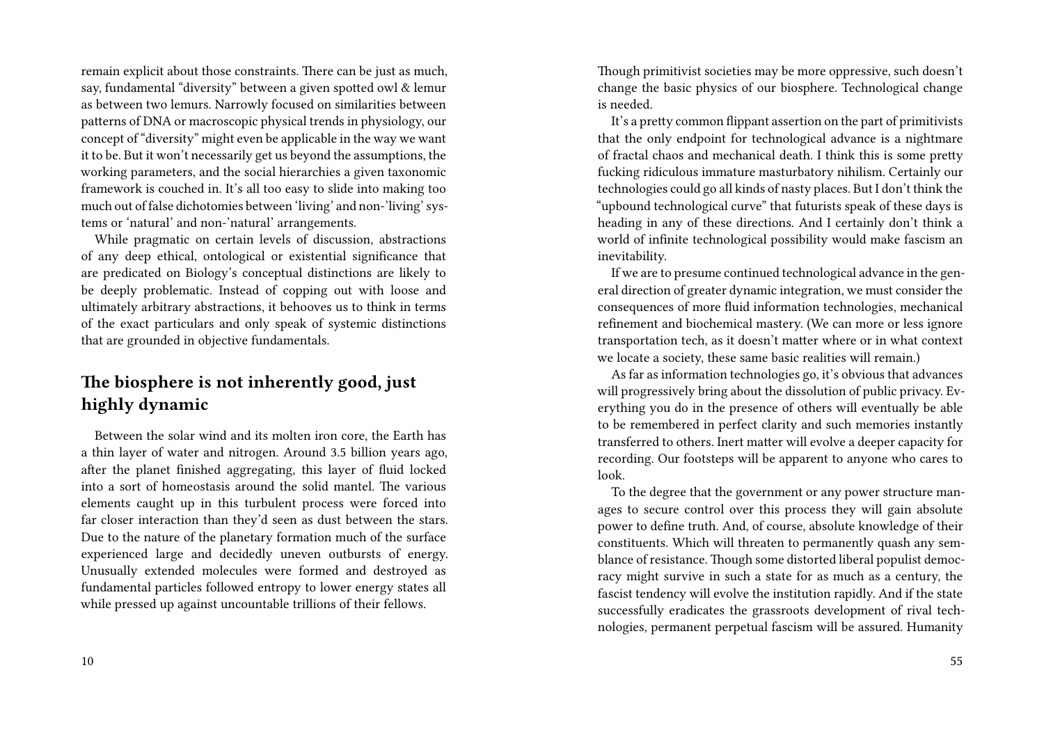remain explicit about those constraints. There can be just as much, say, fundamental "diversity" between a given spotted owl & lemur as between two lemurs. Narrowly focused on similarities between patterns of DNA or macroscopic physical trends in physiology, our concept of "diversity" might even be applicable in the way we want it to be. But it won't necessarily get us beyond the assumptions, the working parameters, and the social hierarchies a given taxonomic framework is couched in. It's all too easy to slide into making too much out of false dichotomies between 'living' and non-'living' systems or 'natural' and non-'natural' arrangements.

While pragmatic on certain levels of discussion, abstractions of any deep ethical, ontological or existential significance that are predicated on Biology's conceptual distinctions are likely to be deeply problematic. Instead of copping out with loose and ultimately arbitrary abstractions, it behooves us to think in terms of the exact particulars and only speak of systemic distinctions that are grounded in objective fundamentals.

## The biosphere is not inherently good, just highly dynamic

Between the solar wind and its molten iron core, the Earth has a thin layer of water and nitrogen. Around 3.5 billion years ago, after the planet finished aggregating, this layer of fluid locked into a sort of homeostasis around the solid mantel. The various elements caught up in this turbulent process were forced into far closer interaction than they'd seen as dust between the stars. Due to the nature of the planetary formation much of the surface experienced large and decidedly uneven outbursts of energy. Unusually extended molecules were formed and destroyed as fundamental particles followed entropy to lower energy states all while pressed up against uncountable trillions of their fellows.

Though primitivist societies may be more oppressive, such doesn't change the basic physics of our biosphere. Technological change is needed.

It's a pretty common flippant assertion on the part of primitivists that the only endpoint for technological advance is a nightmare of fractal chaos and mechanical death. I think this is some pretty fucking ridiculous immature masturbatory nihilism. Certainly our technologies could go all kinds of nasty places. But I don't think the "upbound technological curve" that futurists speak of these days is heading in any of these directions. And I certainly don't think a world of infinite technological possibility would make fascism an inevitability.

If we are to presume continued technological advance in the general direction of greater dynamic integration, we must consider the consequences of more fluid information technologies, mechanical refinement and biochemical mastery. (We can more or less ignore transportation tech, as it doesn't matter where or in what context we locate a society, these same basic realities will remain.)

As far as information technologies go, it's obvious that advances will progressively bring about the dissolution of public privacy. Everything you do in the presence of others will eventually be able to be remembered in perfect clarity and such memories instantly transferred to others. Inert matter will evolve a deeper capacity for recording. Our footsteps will be apparent to anyone who cares to look.

To the degree that the government or any power structure manages to secure control over this process they will gain absolute power to define truth. And, of course, absolute knowledge of their constituents. Which will threaten to permanently quash any semblance of resistance. Though some distorted liberal populist democracy might survive in such a state for as much as a century, the fascist tendency will evolve the institution rapidly. And if the state successfully eradicates the grassroots development of rival technologies, permanent perpetual fascism will be assured. Humanity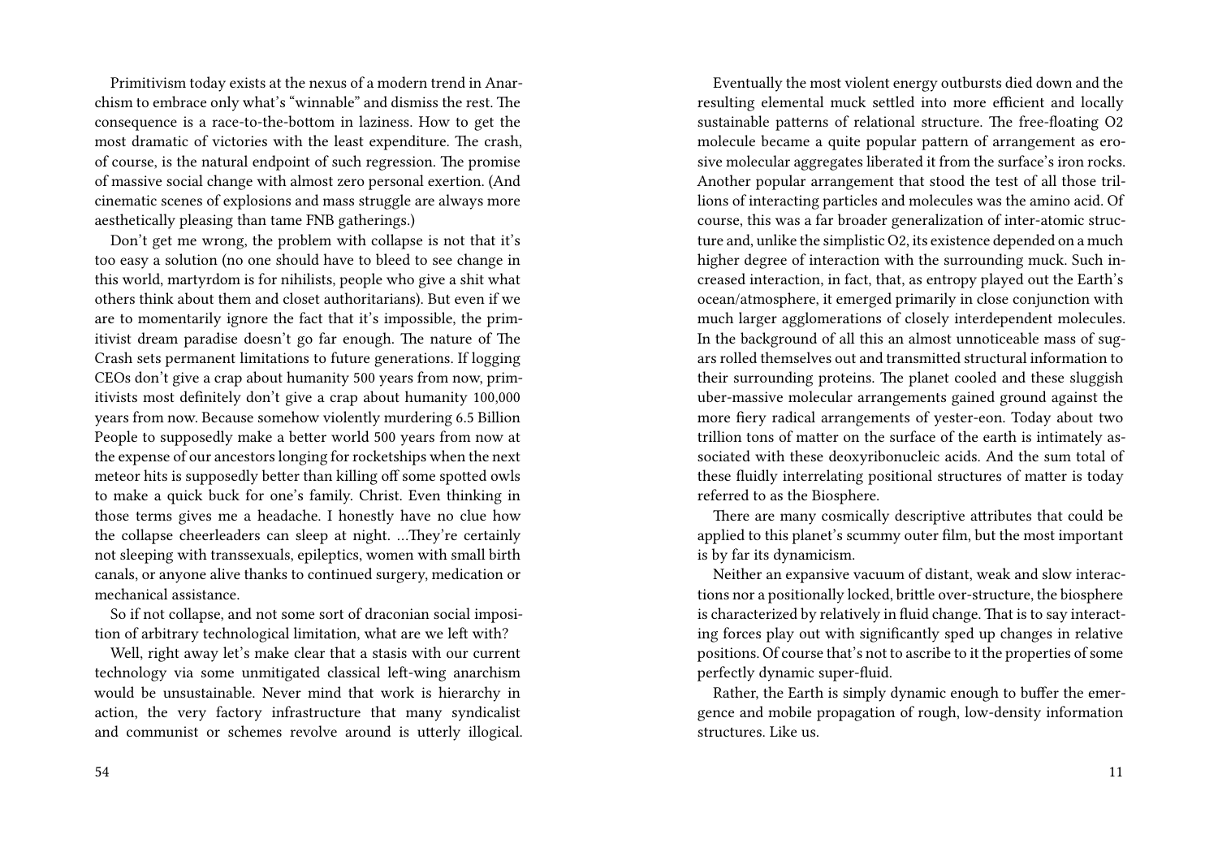Primitivism today exists at the nexus of a modern trend in Anarchism to embrace only what's "winnable" and dismiss the rest. The consequence is a race-to-the-bottom in laziness. How to get the most dramatic of victories with the least expenditure. The crash, of course, is the natural endpoint of such regression. The promise of massive social change with almost zero personal exertion. (And cinematic scenes of explosions and mass struggle are always more aesthetically pleasing than tame FNB gatherings.)

Don't get me wrong, the problem with collapse is not that it's too easy a solution (no one should have to bleed to see change in this world, martyrdom is for nihilists, people who give a shit what others think about them and closet authoritarians). But even if we are to momentarily ignore the fact that it's impossible, the primitivist dream paradise doesn't go far enough. The nature of The Crash sets permanent limitations to future generations. If logging CEOs don't give a crap about humanity 500 years from now, primitivists most definitely don't give a crap about humanity 100,000 years from now. Because somehow violently murdering 6.5 Billion People to supposedly make a better world 500 years from now at the expense of our ancestors longing for rocketships when the next meteor hits is supposedly better than killing off some spotted owls to make a quick buck for one's family. Christ. Even thinking in those terms gives me a headache. I honestly have no clue how the collapse cheerleaders can sleep at night. …They're certainly not sleeping with transsexuals, epileptics, women with small birth canals, or anyone alive thanks to continued surgery, medication or mechanical assistance.

So if not collapse, and not some sort of draconian social imposition of arbitrary technological limitation, what are we left with?

Well, right away let's make clear that a stasis with our current technology via some unmitigated classical left-wing anarchism would be unsustainable. Never mind that work is hierarchy in action, the very factory infrastructure that many syndicalist and communist or schemes revolve around is utterly illogical.

Eventually the most violent energy outbursts died down and the resulting elemental muck settled into more efficient and locally sustainable patterns of relational structure. The free-floating $O_2$ molecule became a quite popular pattern of arrangement as erosive molecular aggregates liberated it from the surface's iron rocks. Another popular arrangement that stood the test of all those trillions of interacting particles and molecules was the amino acid. Of course, this was a far broader generalization of inter-atomic structure and, unlike the simplistic $O_2$, its existence depended on a much higher degree of interaction with the surrounding muck. Such increased interaction, in fact, that, as entropy played out the Earth's ocean/atmosphere, it emerged primarily in close conjunction with much larger agglomerations of closely interdependent molecules. In the background of all this an almost unnoticeable mass of sugars rolled themselves out and transmitted structural information to their surrounding proteins. The planet cooled and these sluggish uber-massive molecular arrangements gained ground against the more fiery radical arrangements of yester-eon. Today about two trillion tons of matter on the surface of the earth is intimately associated with these deoxyribonucleic acids. And the sum total of these fluidly interrelating positional structures of matter is today referred to as the Biosphere.

There are many cosmically descriptive attributes that could be applied to this planet's scummy outer film, but the most important is by far its dynamicism.

Neither an expansive vacuum of distant, weak and slow interactions nor a positionally locked, brittle over-structure, the biosphere is characterized by relatively in fluid change. That is to say interacting forces play out with significantly sped up changes in relative positions. Of course that's not to ascribe to it the properties of some perfectly dynamic super-fluid.

Rather, the Earth is simply dynamic enough to buffer the emergence and mobile propagation of rough, low-density information structures. Like us.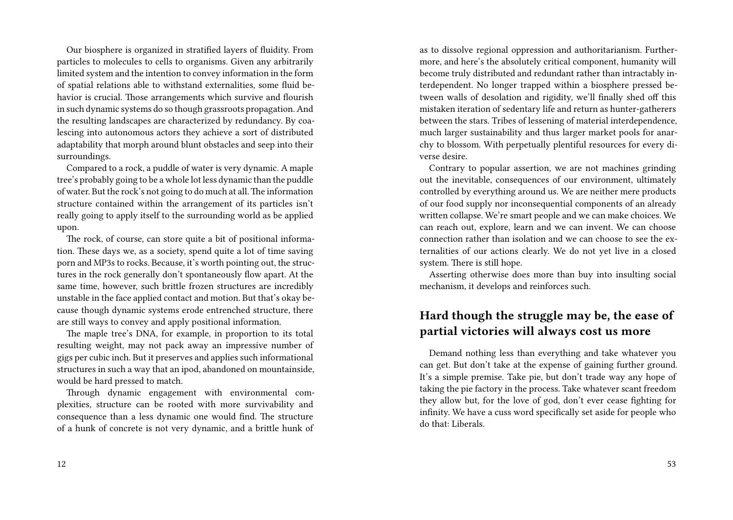Our biosphere is organized in stratified layers of fluidity. From particles to molecules to cells to organisms. Given any arbitrarily limited system and the intention to convey information in the form of spatial relations able to withstand externalities, some fluid behavior is crucial. Those arrangements which survive and flourish in such dynamic systems do so though grassroots propagation. And the resulting landscapes are characterized by redundancy. By coalescing into autonomous actors they achieve a sort of distributed adaptability that morph around blunt obstacles and seep into their surroundings.

Compared to a rock, a puddle of water is very dynamic. A maple tree's probably going to be a whole lot less dynamic than the puddle of water. But the rock's not going to do much at all. The information structure contained within the arrangement of its particles isn't really going to apply itself to the surrounding world as be applied upon.

The rock, of course, can store quite a bit of positional information. These days we, as a society, spend quite a lot of time saving porn and MP3s to rocks. Because, it's worth pointing out, the structures in the rock generally don't spontaneously flow apart. At the same time, however, such brittle frozen structures are incredibly unstable in the face applied contact and motion. But that's okay because though dynamic systems erode entrenched structure, there are still ways to convey and apply positional information.

The maple tree's DNA, for example, in proportion to its total resulting weight, may not pack away an impressive number of gigs per cubic inch. But it preserves and applies such informational structures in such a way that an ipod, abandoned on mountainside, would be hard pressed to match.

Through dynamic engagement with environmental complexities, structure can be rooted with more survivability and consequence than a less dynamic one would find. The structure of a hunk of concrete is not very dynamic, and a brittle hunk of

as to dissolve regional oppression and authoritarianism. Furthermore, and here's the absolutely critical component, humanity will become truly distributed and redundant rather than intractably interdependent. No longer trapped within a biosphere pressed between walls of desolation and rigidity, we'll finally shed off this mistaken iteration of sedentary life and return as hunter-gatherers between the stars. Tribes of lessening of material interdependence, much larger sustainability and thus larger market pools for anarchy to blossom. With perpetually plentiful resources for every diverse desire.

Contrary to popular assertion, we are not machines grinding out the inevitable, consequences of our environment, ultimately controlled by everything around us. We are neither mere products of our food supply nor inconsequential components of an already written collapse. We're smart people and we can make choices. We can reach out, explore, learn and we can invent. We can choose connection rather than isolation and we can choose to see the externalities of our actions clearly. We do not yet live in a closed system. There is still hope.

Asserting otherwise does more than buy into insulting social mechanism, it develops and reinforces such.

## Hard though the struggle may be, the ease of partial victories will always cost us more

Demand nothing less than everything and take whatever you can get. But don't take at the expense of gaining further ground. It's a simple premise. Take pie, but don't trade way any hope of taking the pie factory in the process. Take whatever scant freedom they allow but, for the love of god, don't ever cease fighting for infinity. We have a cuss word specifically set aside for people who do that: Liberals.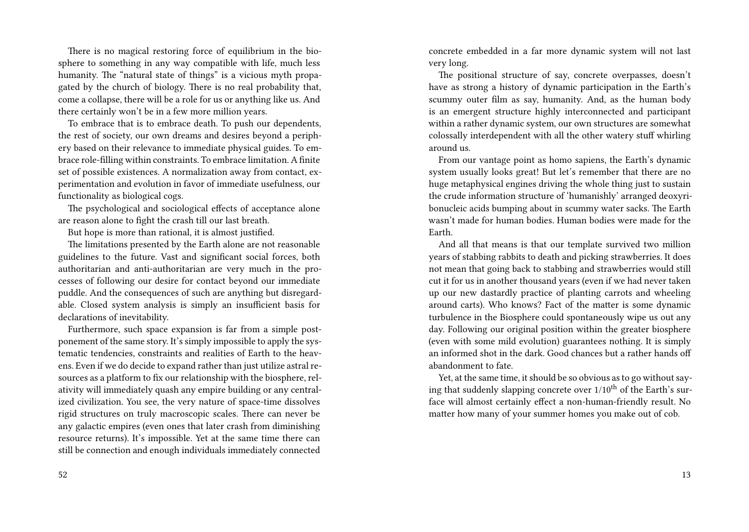There is no magical restoring force of equilibrium in the biosphere to something in any way compatible with life, much less humanity. The "natural state of things" is a vicious myth propagated by the church of biology. There is no real probability that, come a collapse, there will be a role for us or anything like us. And there certainly won't be in a few more million years.

To embrace that is to embrace death. To push our dependents, the rest of society, our own dreams and desires beyond a periphery based on their relevance to immediate physical guides. To embrace role-filling within constraints. To embrace limitation. A finite set of possible existences. A normalization away from contact, experimentation and evolution in favor of immediate usefulness, our functionality as biological cogs.

The psychological and sociological effects of acceptance alone are reason alone to fight the crash till our last breath.

But hope is more than rational, it is almost justified.

The limitations presented by the Earth alone are not reasonable guidelines to the future. Vast and significant social forces, both authoritarian and anti-authoritarian are very much in the processes of following our desire for contact beyond our immediate puddle. And the consequences of such are anything but disregardable. Closed system analysis is simply an insufficient basis for declarations of inevitability.

Furthermore, such space expansion is far from a simple postponement of the same story. It's simply impossible to apply the systematic tendencies, constraints and realities of Earth to the heavens. Even if we do decide to expand rather than just utilize astral resources as a platform to fix our relationship with the biosphere, relativity will immediately quash any empire building or any centralized civilization. You see, the very nature of space-time dissolves rigid structures on truly macroscopic scales. There can never be any galactic empires (even ones that later crash from diminishing resource returns). It's impossible. Yet at the same time there can still be connection and enough individuals immediately connected

concrete embedded in a far more dynamic system will not last very long.

The positional structure of say, concrete overpasses, doesn't have as strong a history of dynamic participation in the Earth's scummy outer film as say, humanity. And, as the human body is an emergent structure highly interconnected and participant within a rather dynamic system, our own structures are somewhat colossally interdependent with all the other watery stuff whirling around us.

From our vantage point as homo sapiens, the Earth's dynamic system usually looks great! But let's remember that there are no huge metaphysical engines driving the whole thing just to sustain the crude information structure of 'humanishly' arranged deoxyribonucleic acids bumping about in scummy water sacks. The Earth wasn't made for human bodies. Human bodies were made for the Earth.

And all that means is that our template survived two million years of stabbing rabbits to death and picking strawberries. It does not mean that going back to stabbing and strawberries would still cut it for us in another thousand years (even if we had never taken up our new dastardly practice of planting carrots and wheeling around carts). Who knows? Fact of the matter is some dynamic turbulence in the Biosphere could spontaneously wipe us out any day. Following our original position within the greater biosphere (even with some mild evolution) guarantees nothing. It is simply an informed shot in the dark. Good chances but a rather hands off abandonment to fate.

Yet, at the same time, it should be so obvious as to go without saying that suddenly slapping concrete over 1/10th of the Earth's surface will almost certainly effect a non-human-friendly result. No matter how many of your summer homes you make out of cob.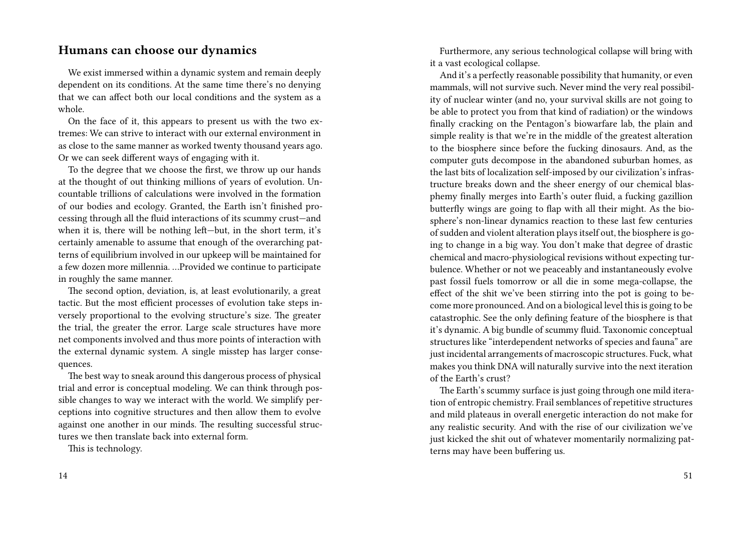## Humans can choose our dynamics

We exist immersed within a dynamic system and remain deeply dependent on its conditions. At the same time there's no denying that we can affect both our local conditions and the system as a whole.

On the face of it, this appears to present us with the two extremes: We can strive to interact with our external environment in as close to the same manner as worked twenty thousand years ago. Or we can seek different ways of engaging with it.

To the degree that we choose the first, we throw up our hands at the thought of out thinking millions of years of evolution. Uncountable trillions of calculations were involved in the formation of our bodies and ecology. Granted, the Earth isn't finished processing through all the fluid interactions of its scummy crust—and when it is, there will be nothing left—but, in the short term, it's certainly amenable to assume that enough of the overarching patterns of equilibrium involved in our upkeep will be maintained for a few dozen more millennia. …Provided we continue to participate in roughly the same manner.

The second option, deviation, is, at least evolutionarily, a great tactic. But the most efficient processes of evolution take steps inversely proportional to the evolving structure's size. The greater the trial, the greater the error. Large scale structures have more net components involved and thus more points of interaction with the external dynamic system. A single misstep has larger consequences.

The best way to sneak around this dangerous process of physical trial and error is conceptual modeling. We can think through possible changes to way we interact with the world. We simplify perceptions into cognitive structures and then allow them to evolve against one another in our minds. The resulting successful structures we then translate back into external form.

This is technology.

Furthermore, any serious technological collapse will bring with it a vast ecological collapse.

And it's a perfectly reasonable possibility that humanity, or even mammals, will not survive such. Never mind the very real possibility of nuclear winter (and no, your survival skills are not going to be able to protect you from that kind of radiation) or the windows finally cracking on the Pentagon's biowarfare lab, the plain and simple reality is that we're in the middle of the greatest alteration to the biosphere since before the fucking dinosaurs. And, as the computer guts decompose in the abandoned suburban homes, as the last bits of localization self-imposed by our civilization's infrastructure breaks down and the sheer energy of our chemical blasphemy finally merges into Earth's outer fluid, a fucking gazillion butterfly wings are going to flap with all their might. As the biosphere's non-linear dynamics reaction to these last few centuries of sudden and violent alteration plays itself out, the biosphere is going to change in a big way. You don't make that degree of drastic chemical and macro-physiological revisions without expecting turbulence. Whether or not we peaceably and instantaneously evolve past fossil fuels tomorrow or all die in some mega-collapse, the effect of the shit we've been stirring into the pot is going to become more pronounced. And on a biological level this is going to be catastrophic. See the only defining feature of the biosphere is that it's dynamic. A big bundle of scummy fluid. Taxonomic conceptual structures like "interdependent networks of species and fauna" are just incidental arrangements of macroscopic structures. Fuck, what makes you think DNA will naturally survive into the next iteration of the Earth's crust?

The Earth's scummy surface is just going through one mild iteration of entropic chemistry. Frail semblances of repetitive structures and mild plateaus in overall energetic interaction do not make for any realistic security. And with the rise of our civilization we've just kicked the shit out of whatever momentarily normalizing patterns may have been buffering us.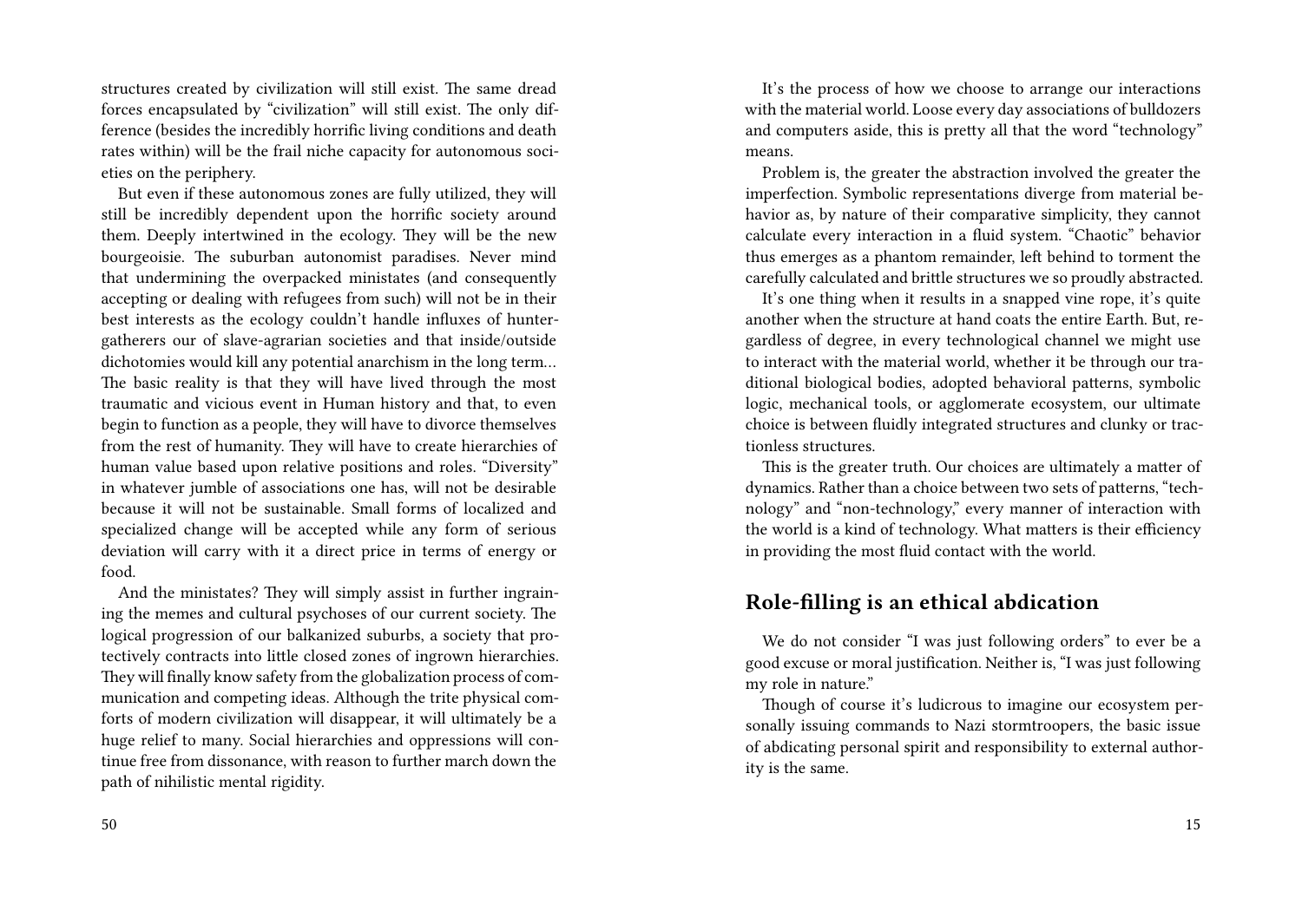structures created by civilization will still exist. The same dread forces encapsulated by "civilization" will still exist. The only difference (besides the incredibly horrific living conditions and death rates within) will be the frail niche capacity for autonomous societies on the periphery.

But even if these autonomous zones are fully utilized, they will still be incredibly dependent upon the horrific society around them. Deeply intertwined in the ecology. They will be the new bourgeoisie. The suburban autonomist paradises. Never mind that undermining the overpacked ministates (and consequently accepting or dealing with refugees from such) will not be in their best interests as the ecology couldn't handle influxes of hunter-gatherers our of slave-agrarian societies and that inside/outside dichotomies would kill any potential anarchism in the long term… The basic reality is that they will have lived through the most traumatic and vicious event in Human history and that, to even begin to function as a people, they will have to divorce themselves from the rest of humanity. They will have to create hierarchies of human value based upon relative positions and roles. "Diversity" in whatever jumble of associations one has, will not be desirable because it will not be sustainable. Small forms of localized and specialized change will be accepted while any form of serious deviation will carry with it a direct price in terms of energy or food.

And the ministates? They will simply assist in further ingraining the memes and cultural psychoses of our current society. The logical progression of our balkanized suburbs, a society that protectively contracts into little closed zones of ingrown hierarchies. They will finally know safety from the globalization process of communication and competing ideas. Although the trite physical comforts of modern civilization will disappear, it will ultimately be a huge relief to many. Social hierarchies and oppressions will continue free from dissonance, with reason to further march down the path of nihilistic mental rigidity.

It's the process of how we choose to arrange our interactions with the material world. Loose every day associations of bulldozers and computers aside, this is pretty all that the word "technology" means.

Problem is, the greater the abstraction involved the greater the imperfection. Symbolic representations diverge from material behavior as, by nature of their comparative simplicity, they cannot calculate every interaction in a fluid system. "Chaotic" behavior thus emerges as a phantom remainder, left behind to torment the carefully calculated and brittle structures we so proudly abstracted.

It's one thing when it results in a snapped vine rope, it's quite another when the structure at hand coats the entire Earth. But, regardless of degree, in every technological channel we might use to interact with the material world, whether it be through our traditional biological bodies, adopted behavioral patterns, symbolic logic, mechanical tools, or agglomerate ecosystem, our ultimate choice is between fluidly integrated structures and clunky or tractionless structures.

This is the greater truth. Our choices are ultimately a matter of dynamics. Rather than a choice between two sets of patterns, "technology" and "non-technology," every manner of interaction with the world is a kind of technology. What matters is their efficiency in providing the most fluid contact with the world.

## Role-filling is an ethical abdication

We do not consider "I was just following orders" to ever be a good excuse or moral justification. Neither is, "I was just following my role in nature."

Though of course it's ludicrous to imagine our ecosystem personally issuing commands to Nazi stormtroopers, the basic issue of abdicating personal spirit and responsibility to external authority is the same.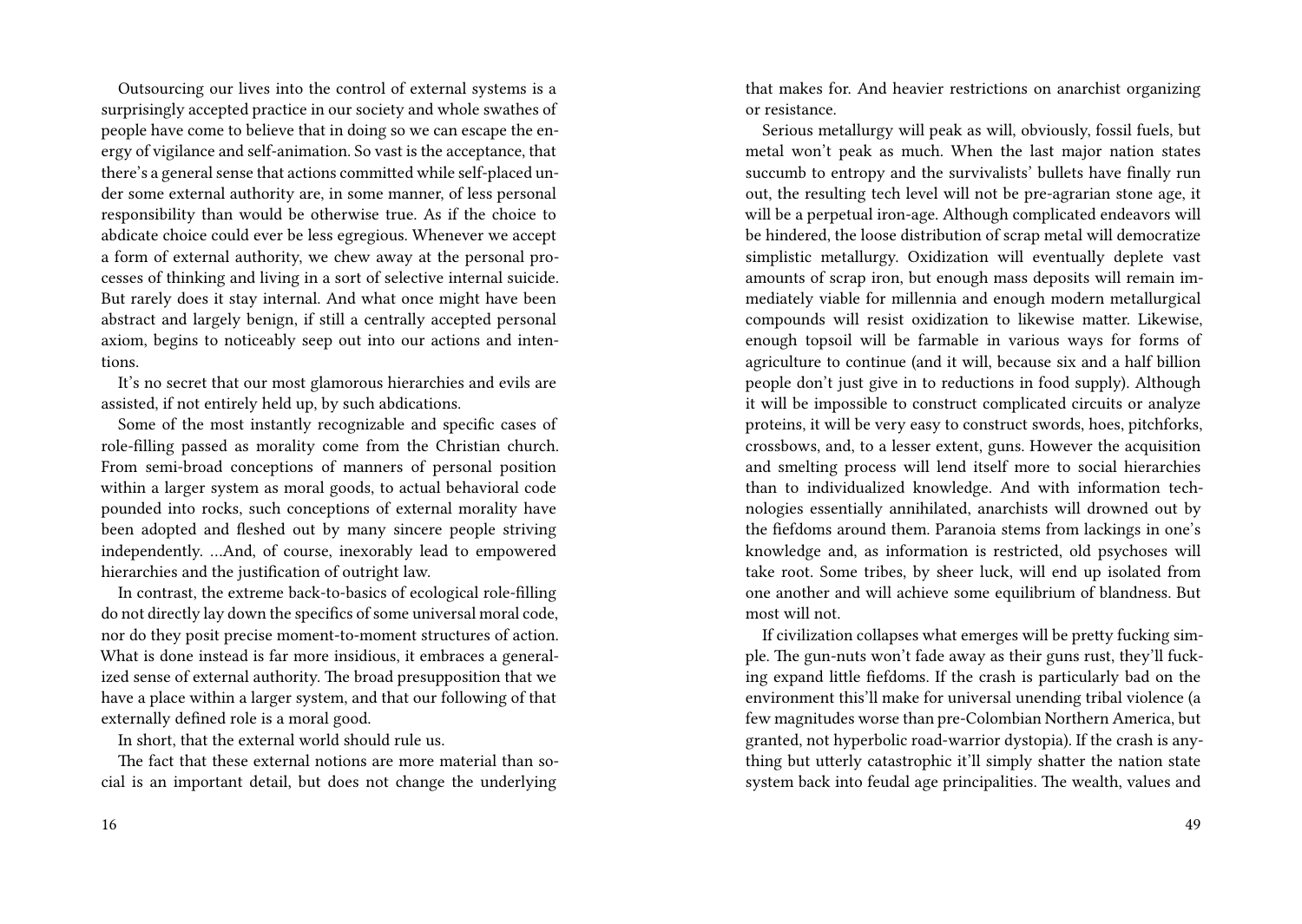Outsourcing our lives into the control of external systems is a surprisingly accepted practice in our society and whole swathes of people have come to believe that in doing so we can escape the energy of vigilance and self-animation. So vast is the acceptance, that there's a general sense that actions committed while self-placed under some external authority are, in some manner, of less personal responsibility than would be otherwise true. As if the choice to abdicate choice could ever be less egregious. Whenever we accept a form of external authority, we chew away at the personal processes of thinking and living in a sort of selective internal suicide. But rarely does it stay internal. And what once might have been abstract and largely benign, if still a centrally accepted personal axiom, begins to noticeably seep out into our actions and intentions.

It's no secret that our most glamorous hierarchies and evils are assisted, if not entirely held up, by such abdications.

Some of the most instantly recognizable and specific cases of role-filling passed as morality come from the Christian church. From semi-broad conceptions of manners of personal position within a larger system as moral goods, to actual behavioral code pounded into rocks, such conceptions of external morality have been adopted and fleshed out by many sincere people striving independently. …And, of course, inexorably lead to empowered hierarchies and the justification of outright law.

In contrast, the extreme back-to-basics of ecological role-filling do not directly lay down the specifics of some universal moral code, nor do they posit precise moment-to-moment structures of action. What is done instead is far more insidious, it embraces a generalized sense of external authority. The broad presupposition that we have a place within a larger system, and that our following of that externally defined role is a moral good.

In short, that the external world should rule us.

The fact that these external notions are more material than social is an important detail, but does not change the underlying

that makes for. And heavier restrictions on anarchist organizing or resistance.

Serious metallurgy will peak as will, obviously, fossil fuels, but metal won't peak as much. When the last major nation states succumb to entropy and the survivalists' bullets have finally run out, the resulting tech level will not be pre-agrarian stone age, it will be a perpetual iron-age. Although complicated endeavors will be hindered, the loose distribution of scrap metal will democratize simplistic metallurgy. Oxidization will eventually deplete vast amounts of scrap iron, but enough mass deposits will remain immediately viable for millennia and enough modern metallurgical compounds will resist oxidization to likewise matter. Likewise, enough topsoil will be farmable in various ways for forms of agriculture to continue (and it will, because six and a half billion people don't just give in to reductions in food supply). Although it will be impossible to construct complicated circuits or analyze proteins, it will be very easy to construct swords, hoes, pitchforks, crossbows, and, to a lesser extent, guns. However the acquisition and smelting process will lend itself more to social hierarchies than to individualized knowledge. And with information technologies essentially annihilated, anarchists will drowned out by the fiefdoms around them. Paranoia stems from lackings in one's knowledge and, as information is restricted, old psychoses will take root. Some tribes, by sheer luck, will end up isolated from one another and will achieve some equilibrium of blandness. But most will not.

If civilization collapses what emerges will be pretty fucking simple. The gun-nuts won't fade away as their guns rust, they'll fucking expand little fiefdoms. If the crash is particularly bad on the environment this'll make for universal unending tribal violence (a few magnitudes worse than pre-Colombian Northern America, but granted, not hyperbolic road-warrior dystopia). If the crash is anything but utterly catastrophic it'll simply shatter the nation state system back into feudal age principalities. The wealth, values and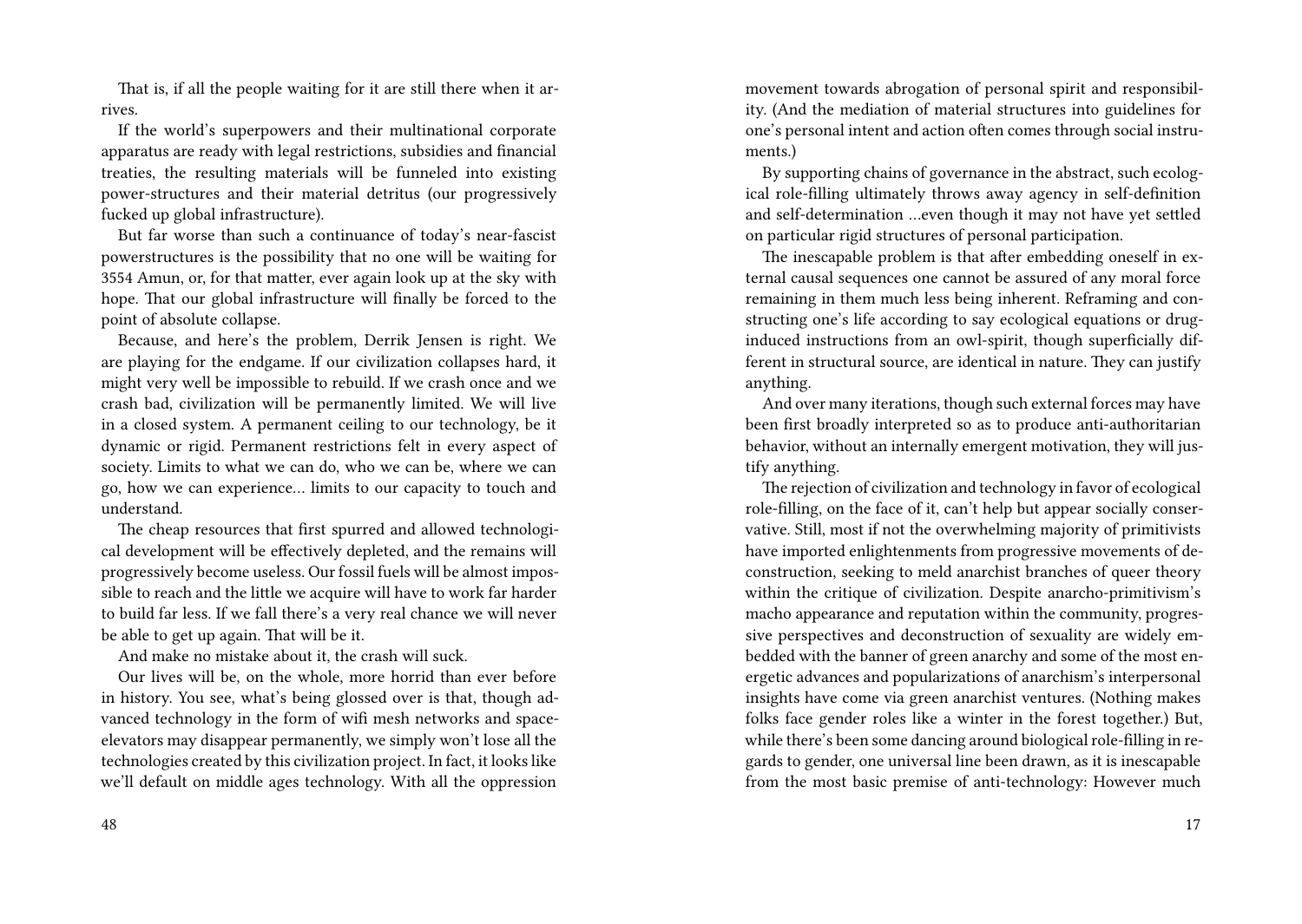That is, if all the people waiting for it are still there when it arrives.

If the world's superpowers and their multinational corporate apparatus are ready with legal restrictions, subsidies and financial treaties, the resulting materials will be funneled into existing power-structures and their material detritus (our progressively fucked up global infrastructure).

But far worse than such a continuance of today's near-fascist powerstructures is the possibility that no one will be waiting for 3554 Amun, or, for that matter, ever again look up at the sky with hope. That our global infrastructure will finally be forced to the point of absolute collapse.

Because, and here's the problem, Derrik Jensen is right. We are playing for the endgame. If our civilization collapses hard, it might very well be impossible to rebuild. If we crash once and we crash bad, civilization will be permanently limited. We will live in a closed system. A permanent ceiling to our technology, be it dynamic or rigid. Permanent restrictions felt in every aspect of society. Limits to what we can do, who we can be, where we can go, how we can experience… limits to our capacity to touch and understand.

The cheap resources that first spurred and allowed technological development will be effectively depleted, and the remains will progressively become useless. Our fossil fuels will be almost impossible to reach and the little we acquire will have to work far harder to build far less. If we fall there's a very real chance we will never be able to get up again. That will be it.

And make no mistake about it, the crash will suck.

Our lives will be, on the whole, more horrid than ever before in history. You see, what's being glossed over is that, though advanced technology in the form of wifi mesh networks and space-elevators may disappear permanently, we simply won't lose all the technologies created by this civilization project. In fact, it looks like we'll default on middle ages technology. With all the oppression

movement towards abrogation of personal spirit and responsibility. (And the mediation of material structures into guidelines for one's personal intent and action often comes through social instruments.)

By supporting chains of governance in the abstract, such ecological role-filling ultimately throws away agency in self-definition and self-determination …even though it may not have yet settled on particular rigid structures of personal participation.

The inescapable problem is that after embedding oneself in external causal sequences one cannot be assured of any moral force remaining in them much less being inherent. Reframing and constructing one's life according to say ecological equations or drug-induced instructions from an owl-spirit, though superficially different in structural source, are identical in nature. They can justify anything.

And over many iterations, though such external forces may have been first broadly interpreted so as to produce anti-authoritarian behavior, without an internally emergent motivation, they will justify anything.

The rejection of civilization and technology in favor of ecological role-filling, on the face of it, can't help but appear socially conservative. Still, most if not the overwhelming majority of primitivists have imported enlightenments from progressive movements of deconstruction, seeking to meld anarchist branches of queer theory within the critique of civilization. Despite anarcho-primitivism's macho appearance and reputation within the community, progressive perspectives and deconstruction of sexuality are widely embedded with the banner of green anarchy and some of the most energetic advances and popularizations of anarchism's interpersonal insights have come via green anarchist ventures. (Nothing makes folks face gender roles like a winter in the forest together.) But, while there's been some dancing around biological role-filling in regards to gender, one universal line been drawn, as it is inescapable from the most basic premise of anti-technology: However much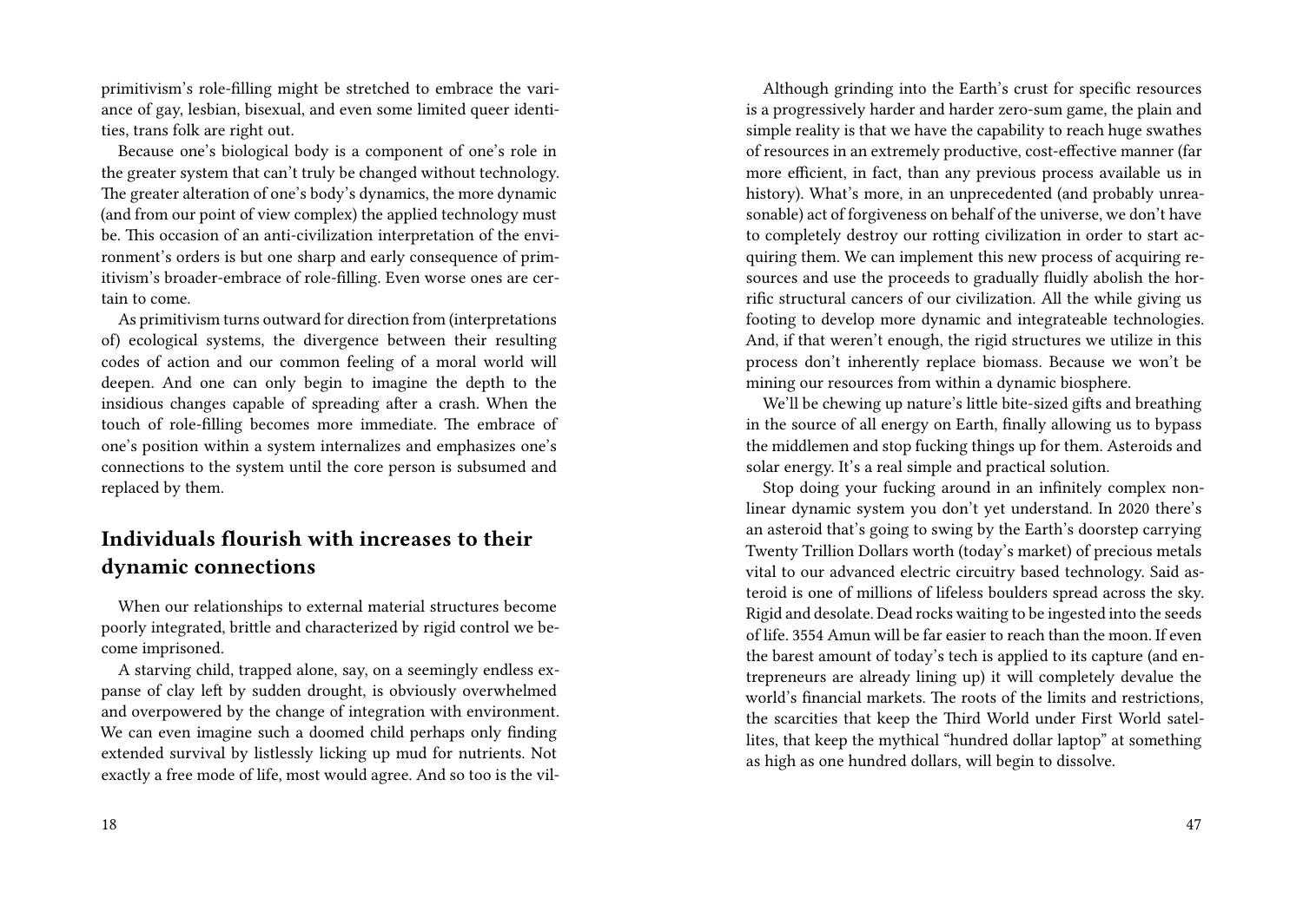primitivism's role-filling might be stretched to embrace the variance of gay, lesbian, bisexual, and even some limited queer identities, trans folk are right out.

Because one's biological body is a component of one's role in the greater system that can't truly be changed without technology. The greater alteration of one's body's dynamics, the more dynamic (and from our point of view complex) the applied technology must be. This occasion of an anti-civilization interpretation of the environment's orders is but one sharp and early consequence of primitivism's broader-embrace of role-filling. Even worse ones are certain to come.

As primitivism turns outward for direction from (interpretations of) ecological systems, the divergence between their resulting codes of action and our common feeling of a moral world will deepen. And one can only begin to imagine the depth to the insidious changes capable of spreading after a crash. When the touch of role-filling becomes more immediate. The embrace of one's position within a system internalizes and emphasizes one's connections to the system until the core person is subsumed and replaced by them.

## Individuals flourish with increases to their dynamic connections

When our relationships to external material structures become poorly integrated, brittle and characterized by rigid control we become imprisoned.

A starving child, trapped alone, say, on a seemingly endless expanse of clay left by sudden drought, is obviously overwhelmed and overpowered by the change of integration with environment. We can even imagine such a doomed child perhaps only finding extended survival by listlessly licking up mud for nutrients. Not exactly a free mode of life, most would agree. And so too is the vil-

Although grinding into the Earth's crust for specific resources is a progressively harder and harder zero-sum game, the plain and simple reality is that we have the capability to reach huge swathes of resources in an extremely productive, cost-effective manner (far more efficient, in fact, than any previous process available us in history). What's more, in an unprecedented (and probably unreasonable) act of forgiveness on behalf of the universe, we don't have to completely destroy our rotting civilization in order to start acquiring them. We can implement this new process of acquiring resources and use the proceeds to gradually fluidly abolish the horrific structural cancers of our civilization. All the while giving us footing to develop more dynamic and integrateable technologies. And, if that weren't enough, the rigid structures we utilize in this process don't inherently replace biomass. Because we won't be mining our resources from within a dynamic biosphere.

We'll be chewing up nature's little bite-sized gifts and breathing in the source of all energy on Earth, finally allowing us to bypass the middlemen and stop fucking things up for them. Asteroids and solar energy. It's a real simple and practical solution.

Stop doing your fucking around in an infinitely complex nonlinear dynamic system you don't yet understand. In 2020 there's an asteroid that's going to swing by the Earth's doorstep carrying Twenty Trillion Dollars worth (today's market) of precious metals vital to our advanced electric circuitry based technology. Said asteroid is one of millions of lifeless boulders spread across the sky. Rigid and desolate. Dead rocks waiting to be ingested into the seeds of life. 3554 Amun will be far easier to reach than the moon. If even the barest amount of today's tech is applied to its capture (and entrepreneurs are already lining up) it will completely devalue the world's financial markets. The roots of the limits and restrictions, the scarcities that keep the Third World under First World satellites, that keep the mythical "hundred dollar laptop" at something as high as one hundred dollars, will begin to dissolve.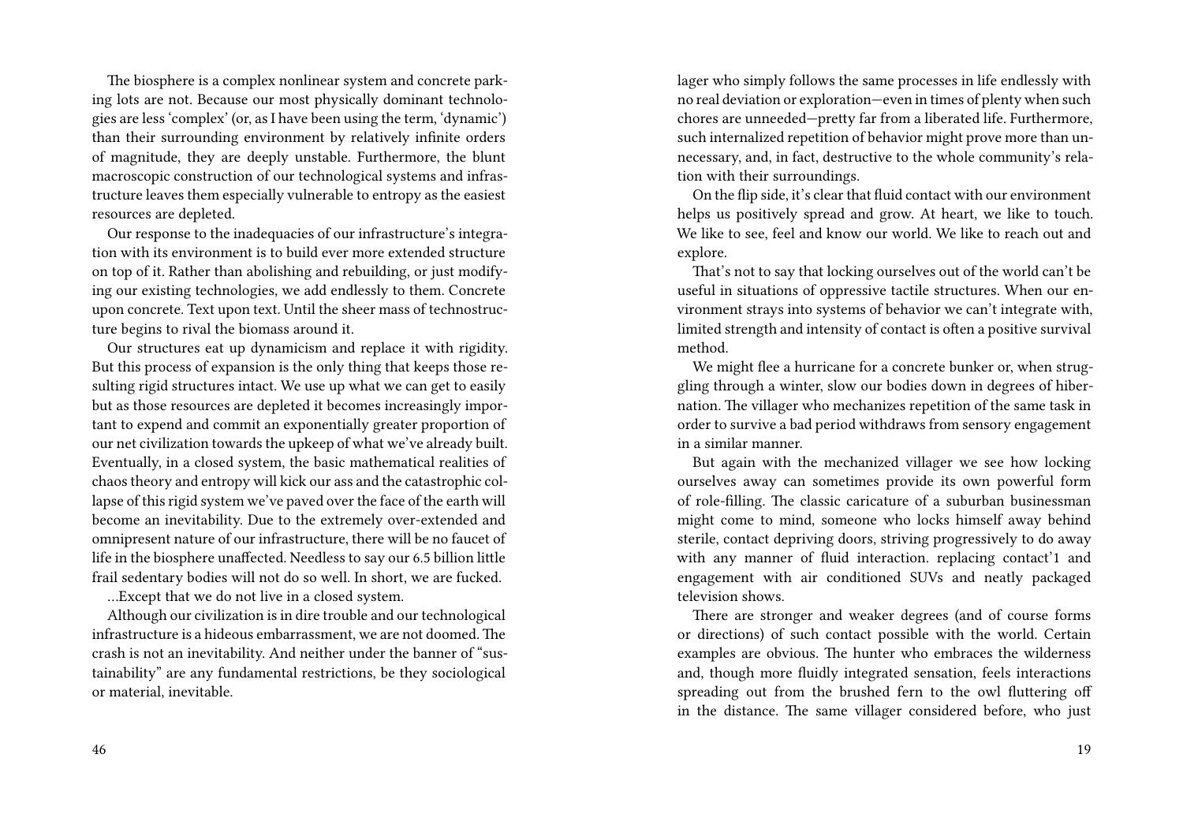The biosphere is a complex nonlinear system and concrete parking lots are not. Because our most physically dominant technologies are less 'complex' (or, as I have been using the term, 'dynamic') than their surrounding environment by relatively infinite orders of magnitude, they are deeply unstable. Furthermore, the blunt macroscopic construction of our technological systems and infrastructure leaves them especially vulnerable to entropy as the easiest resources are depleted.

Our response to the inadequacies of our infrastructure's integration with its environment is to build ever more extended structure on top of it. Rather than abolishing and rebuilding, or just modifying our existing technologies, we add endlessly to them. Concrete upon concrete. Text upon text. Until the sheer mass of technostructure begins to rival the biomass around it.

Our structures eat up dynamicism and replace it with rigidity. But this process of expansion is the only thing that keeps those resulting rigid structures intact. We use up what we can get to easily but as those resources are depleted it becomes increasingly important to expend and commit an exponentially greater proportion of our net civilization towards the upkeep of what we've already built. Eventually, in a closed system, the basic mathematical realities of chaos theory and entropy will kick our ass and the catastrophic collapse of this rigid system we've paved over the face of the earth will become an inevitability. Due to the extremely over-extended and omnipresent nature of our infrastructure, there will be no faucet of life in the biosphere unaffected. Needless to say our 6.5 billion little frail sedentary bodies will not do so well. In short, we are fucked.

…Except that we do not live in a closed system.

Although our civilization is in dire trouble and our technological infrastructure is a hideous embarrassment, we are not doomed. The crash is not an inevitability. And neither under the banner of "sustainability" are any fundamental restrictions, be they sociological or material, inevitable.

lager who simply follows the same processes in life endlessly with no real deviation or exploration—even in times of plenty when such chores are unneeded—pretty far from a liberated life. Furthermore, such internalized repetition of behavior might prove more than unnecessary, and, in fact, destructive to the whole community's relation with their surroundings.

On the flip side, it's clear that fluid contact with our environment helps us positively spread and grow. At heart, we like to touch. We like to see, feel and know our world. We like to reach out and explore.

That's not to say that locking ourselves out of the world can't be useful in situations of oppressive tactile structures. When our environment strays into systems of behavior we can't integrate with, limited strength and intensity of contact is often a positive survival method.

We might flee a hurricane for a concrete bunker or, when struggling through a winter, slow our bodies down in degrees of hibernation. The villager who mechanizes repetition of the same task in order to survive a bad period withdraws from sensory engagement in a similar manner.

But again with the mechanized villager we see how locking ourselves away can sometimes provide its own powerful form of role-filling. The classic caricature of a suburban businessman might come to mind, someone who locks himself away behind sterile, contact depriving doors, striving progressively to do away with any manner of fluid interaction. replacing contact'1 and engagement with air conditioned SUVs and neatly packaged television shows.

There are stronger and weaker degrees (and of course forms or directions) of such contact possible with the world. Certain examples are obvious. The hunter who embraces the wilderness and, though more fluidly integrated sensation, feels interactions spreading out from the brushed fern to the owl fluttering off in the distance. The same villager considered before, who just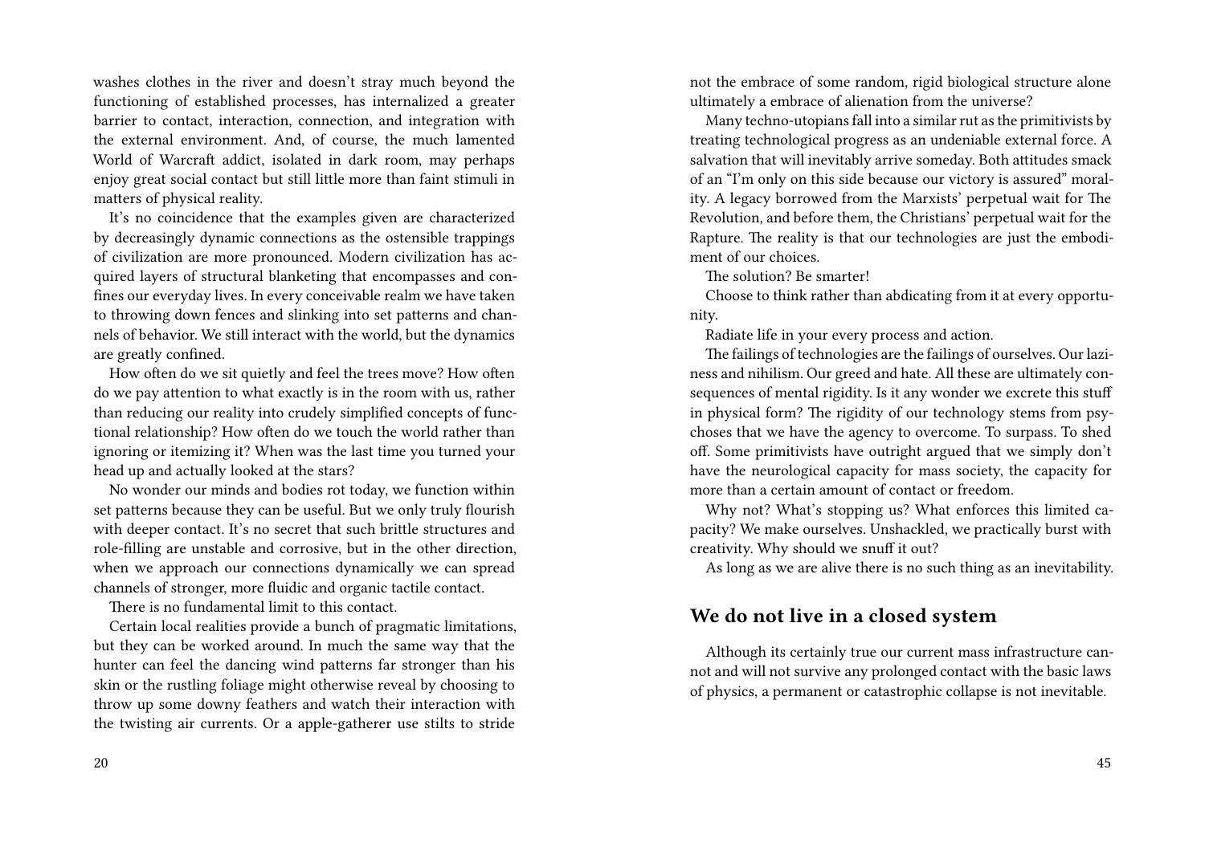washes clothes in the river and doesn't stray much beyond the functioning of established processes, has internalized a greater barrier to contact, interaction, connection, and integration with the external environment. And, of course, the much lamented World of Warcraft addict, isolated in dark room, may perhaps enjoy great social contact but still little more than faint stimuli in matters of physical reality.

It's no coincidence that the examples given are characterized by decreasingly dynamic connections as the ostensible trappings of civilization are more pronounced. Modern civilization has acquired layers of structural blanketing that encompasses and confines our everyday lives. In every conceivable realm we have taken to throwing down fences and slinking into set patterns and channels of behavior. We still interact with the world, but the dynamics are greatly confined.

How often do we sit quietly and feel the trees move? How often do we pay attention to what exactly is in the room with us, rather than reducing our reality into crudely simplified concepts of functional relationship? How often do we touch the world rather than ignoring or itemizing it? When was the last time you turned your head up and actually looked at the stars?

No wonder our minds and bodies rot today, we function within set patterns because they can be useful. But we only truly flourish with deeper contact. It's no secret that such brittle structures and role-filling are unstable and corrosive, but in the other direction, when we approach our connections dynamically we can spread channels of stronger, more fluidic and organic tactile contact.

There is no fundamental limit to this contact.

Certain local realities provide a bunch of pragmatic limitations, but they can be worked around. In much the same way that the hunter can feel the dancing wind patterns far stronger than his skin or the rustling foliage might otherwise reveal by choosing to throw up some downy feathers and watch their interaction with the twisting air currents. Or a apple-gatherer use stilts to stride

not the embrace of some random, rigid biological structure alone ultimately a embrace of alienation from the universe?

Many techno-utopians fall into a similar rut as the primitivists by treating technological progress as an undeniable external force. A salvation that will inevitably arrive someday. Both attitudes smack of an "I'm only on this side because our victory is assured" morality. A legacy borrowed from the Marxists' perpetual wait for The Revolution, and before them, the Christians' perpetual wait for the Rapture. The reality is that our technologies are just the embodiment of our choices.

The solution? Be smarter!

Choose to think rather than abdicating from it at every opportunity.

Radiate life in your every process and action.

The failings of technologies are the failings of ourselves. Our laziness and nihilism. Our greed and hate. All these are ultimately consequences of mental rigidity. Is it any wonder we excrete this stuff in physical form? The rigidity of our technology stems from psychoses that we have the agency to overcome. To surpass. To shed off. Some primitivists have outright argued that we simply don't have the neurological capacity for mass society, the capacity for more than a certain amount of contact or freedom.

Why not? What's stopping us? What enforces this limited capacity? We make ourselves. Unshackled, we practically burst with creativity. Why should we snuff it out?

As long as we are alive there is no such thing as an inevitability.

## We do not live in a closed system

Although its certainly true our current mass infrastructure cannot and will not survive any prolonged contact with the basic laws of physics, a permanent or catastrophic collapse is not inevitable.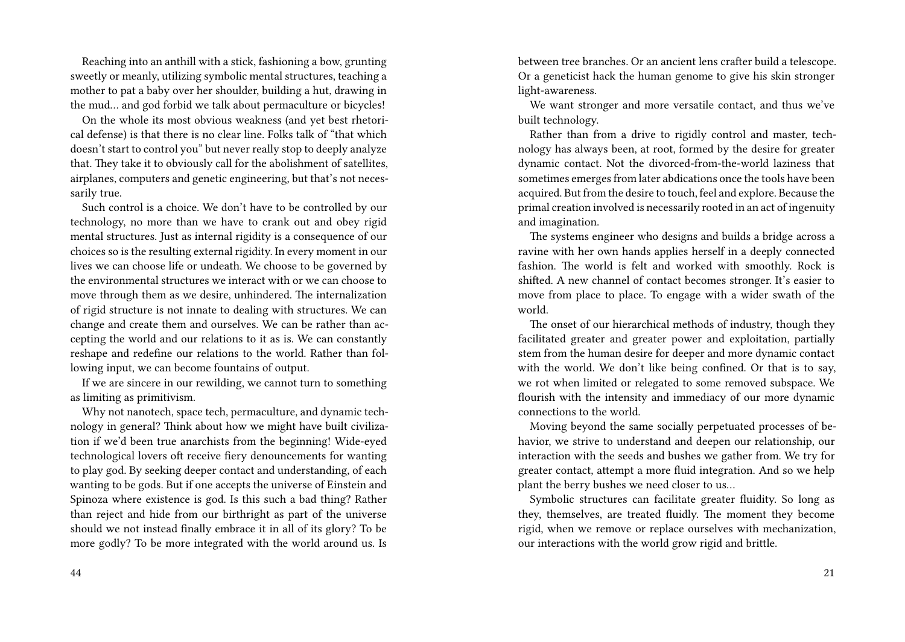Reaching into an anthill with a stick, fashioning a bow, grunting sweetly or meanly, utilizing symbolic mental structures, teaching a mother to pat a baby over her shoulder, building a hut, drawing in the mud… and god forbid we talk about permaculture or bicycles!

On the whole its most obvious weakness (and yet best rhetorical defense) is that there is no clear line. Folks talk of "that which doesn't start to control you" but never really stop to deeply analyze that. They take it to obviously call for the abolishment of satellites, airplanes, computers and genetic engineering, but that's not necessarily true.

Such control is a choice. We don't have to be controlled by our technology, no more than we have to crank out and obey rigid mental structures. Just as internal rigidity is a consequence of our choices so is the resulting external rigidity. In every moment in our lives we can choose life or undeath. We choose to be governed by the environmental structures we interact with or we can choose to move through them as we desire, unhindered. The internalization of rigid structure is not innate to dealing with structures. We can change and create them and ourselves. We can be rather than accepting the world and our relations to it as is. We can constantly reshape and redefine our relations to the world. Rather than following input, we can become fountains of output.

If we are sincere in our rewilding, we cannot turn to something as limiting as primitivism.

Why not nanotech, space tech, permaculture, and dynamic technology in general? Think about how we might have built civilization if we'd been true anarchists from the beginning! Wide-eyed technological lovers oft receive fiery denouncements for wanting to play god. By seeking deeper contact and understanding, of each wanting to be gods. But if one accepts the universe of Einstein and Spinoza where existence is god. Is this such a bad thing? Rather than reject and hide from our birthright as part of the universe should we not instead finally embrace it in all of its glory? To be more godly? To be more integrated with the world around us. Is

between tree branches. Or an ancient lens crafter build a telescope. Or a geneticist hack the human genome to give his skin stronger light-awareness.

We want stronger and more versatile contact, and thus we've built technology.

Rather than from a drive to rigidly control and master, technology has always been, at root, formed by the desire for greater dynamic contact. Not the divorced-from-the-world laziness that sometimes emerges from later abdications once the tools have been acquired. But from the desire to touch, feel and explore. Because the primal creation involved is necessarily rooted in an act of ingenuity and imagination.

The systems engineer who designs and builds a bridge across a ravine with her own hands applies herself in a deeply connected fashion. The world is felt and worked with smoothly. Rock is shifted. A new channel of contact becomes stronger. It's easier to move from place to place. To engage with a wider swath of the world.

The onset of our hierarchical methods of industry, though they facilitated greater and greater power and exploitation, partially stem from the human desire for deeper and more dynamic contact with the world. We don't like being confined. Or that is to say, we rot when limited or relegated to some removed subspace. We flourish with the intensity and immediacy of our more dynamic connections to the world.

Moving beyond the same socially perpetuated processes of behavior, we strive to understand and deepen our relationship, our interaction with the seeds and bushes we gather from. We try for greater contact, attempt a more fluid integration. And so we help plant the berry bushes we need closer to us…

Symbolic structures can facilitate greater fluidity. So long as they, themselves, are treated fluidly. The moment they become rigid, when we remove or replace ourselves with mechanization, our interactions with the world grow rigid and brittle.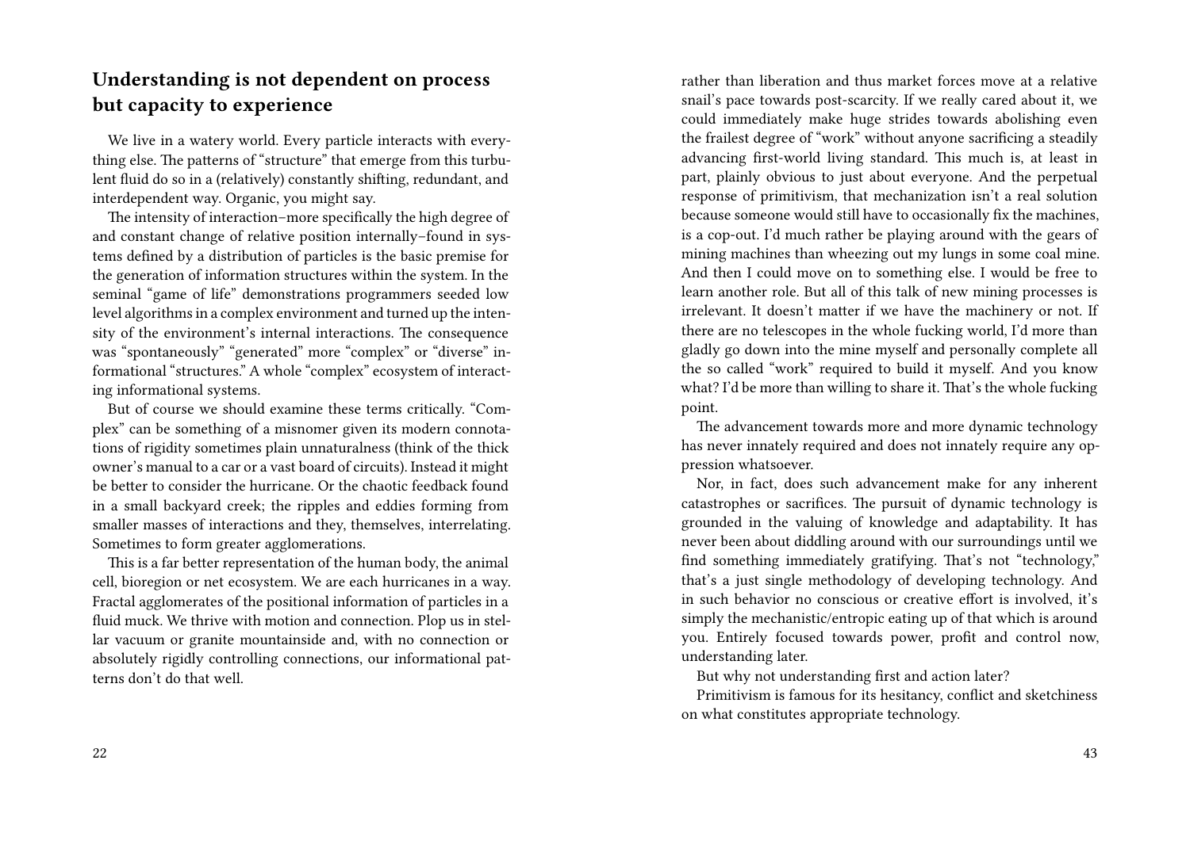## Understanding is not dependent on process but capacity to experience

We live in a watery world. Every particle interacts with everything else. The patterns of "structure" that emerge from this turbulent fluid do so in a (relatively) constantly shifting, redundant, and interdependent way. Organic, you might say.

The intensity of interaction–more specifically the high degree of and constant change of relative position internally–found in systems defined by a distribution of particles is the basic premise for the generation of information structures within the system. In the seminal "game of life" demonstrations programmers seeded low level algorithms in a complex environment and turned up the intensity of the environment's internal interactions. The consequence was "spontaneously" "generated" more "complex" or "diverse" informational "structures." A whole "complex" ecosystem of interacting informational systems.

But of course we should examine these terms critically. "Complex" can be something of a misnomer given its modern connotations of rigidity sometimes plain unnaturalness (think of the thick owner's manual to a car or a vast board of circuits). Instead it might be better to consider the hurricane. Or the chaotic feedback found in a small backyard creek; the ripples and eddies forming from smaller masses of interactions and they, themselves, interrelating. Sometimes to form greater agglomerations.

This is a far better representation of the human body, the animal cell, bioregion or net ecosystem. We are each hurricanes in a way. Fractal agglomerates of the positional information of particles in a fluid muck. We thrive with motion and connection. Plop us in stellar vacuum or granite mountainside and, with no connection or absolutely rigidly controlling connections, our informational patterns don't do that well.

rather than liberation and thus market forces move at a relative snail's pace towards post-scarcity. If we really cared about it, we could immediately make huge strides towards abolishing even the frailest degree of "work" without anyone sacrificing a steadily advancing first-world living standard. This much is, at least in part, plainly obvious to just about everyone. And the perpetual response of primitivism, that mechanization isn't a real solution because someone would still have to occasionally fix the machines, is a cop-out. I'd much rather be playing around with the gears of mining machines than wheezing out my lungs in some coal mine. And then I could move on to something else. I would be free to learn another role. But all of this talk of new mining processes is irrelevant. It doesn't matter if we have the machinery or not. If there are no telescopes in the whole fucking world, I'd more than gladly go down into the mine myself and personally complete all the so called "work" required to build it myself. And you know what? I'd be more than willing to share it. That's the whole fucking point.

The advancement towards more and more dynamic technology has never innately required and does not innately require any oppression whatsoever.

Nor, in fact, does such advancement make for any inherent catastrophes or sacrifices. The pursuit of dynamic technology is grounded in the valuing of knowledge and adaptability. It has never been about diddling around with our surroundings until we find something immediately gratifying. That's not "technology," that's a just single methodology of developing technology. And in such behavior no conscious or creative effort is involved, it's simply the mechanistic/entropic eating up of that which is around you. Entirely focused towards power, profit and control now, understanding later.

But why not understanding first and action later?

Primitivism is famous for its hesitancy, conflict and sketchiness on what constitutes appropriate technology.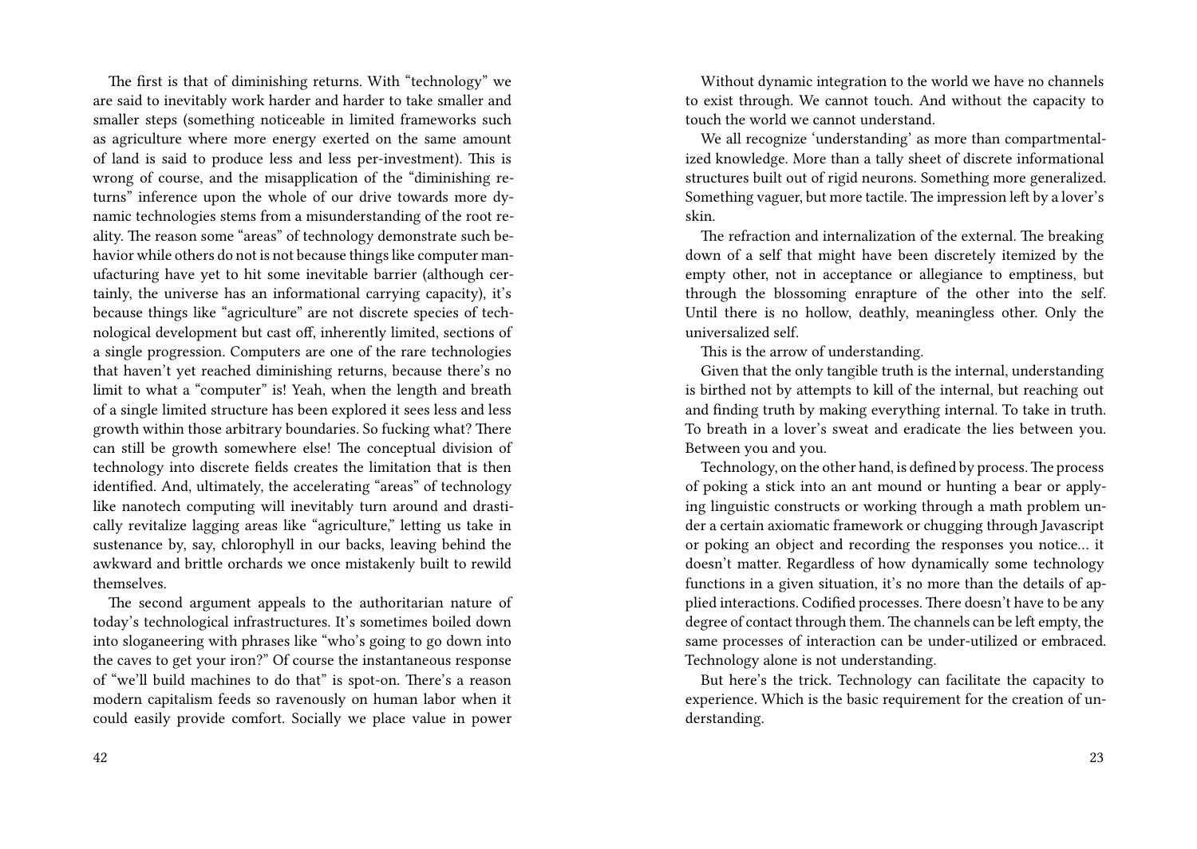The first is that of diminishing returns. With "technology" we are said to inevitably work harder and harder to take smaller and smaller steps (something noticeable in limited frameworks such as agriculture where more energy exerted on the same amount of land is said to produce less and less per-investment). This is wrong of course, and the misapplication of the "diminishing returns" inference upon the whole of our drive towards more dynamic technologies stems from a misunderstanding of the root reality. The reason some "areas" of technology demonstrate such behavior while others do not is not because things like computer manufacturing have yet to hit some inevitable barrier (although certainly, the universe has an informational carrying capacity), it's because things like "agriculture" are not discrete species of technological development but cast off, inherently limited, sections of a single progression. Computers are one of the rare technologies that haven't yet reached diminishing returns, because there's no limit to what a "computer" is! Yeah, when the length and breath of a single limited structure has been explored it sees less and less growth within those arbitrary boundaries. So fucking what? There can still be growth somewhere else! The conceptual division of technology into discrete fields creates the limitation that is then identified. And, ultimately, the accelerating "areas" of technology like nanotech computing will inevitably turn around and drastically revitalize lagging areas like "agriculture," letting us take in sustenance by, say, chlorophyll in our backs, leaving behind the awkward and brittle orchards we once mistakenly built to rewild themselves.

The second argument appeals to the authoritarian nature of today's technological infrastructures. It's sometimes boiled down into sloganeering with phrases like "who's going to go down into the caves to get your iron?" Of course the instantaneous response of "we'll build machines to do that" is spot-on. There's a reason modern capitalism feeds so ravenously on human labor when it could easily provide comfort. Socially we place value in power

Without dynamic integration to the world we have no channels to exist through. We cannot touch. And without the capacity to touch the world we cannot understand.

We all recognize 'understanding' as more than compartmentalized knowledge. More than a tally sheet of discrete informational structures built out of rigid neurons. Something more generalized. Something vaguer, but more tactile. The impression left by a lover's skin.

The refraction and internalization of the external. The breaking down of a self that might have been discretely itemized by the empty other, not in acceptance or allegiance to emptiness, but through the blossoming enrapture of the other into the self. Until there is no hollow, deathly, meaningless other. Only the universalized self.

This is the arrow of understanding.

Given that the only tangible truth is the internal, understanding is birthed not by attempts to kill of the internal, but reaching out and finding truth by making everything internal. To take in truth. To breath in a lover's sweat and eradicate the lies between you. Between you and you.

Technology, on the other hand, is defined by process. The process of poking a stick into an ant mound or hunting a bear or applying linguistic constructs or working through a math problem under a certain axiomatic framework or chugging through Javascript or poking an object and recording the responses you notice… it doesn't matter. Regardless of how dynamically some technology functions in a given situation, it's no more than the details of applied interactions. Codified processes. There doesn't have to be any degree of contact through them. The channels can be left empty, the same processes of interaction can be under-utilized or embraced. Technology alone is not understanding.

But here's the trick. Technology can facilitate the capacity to experience. Which is the basic requirement for the creation of understanding.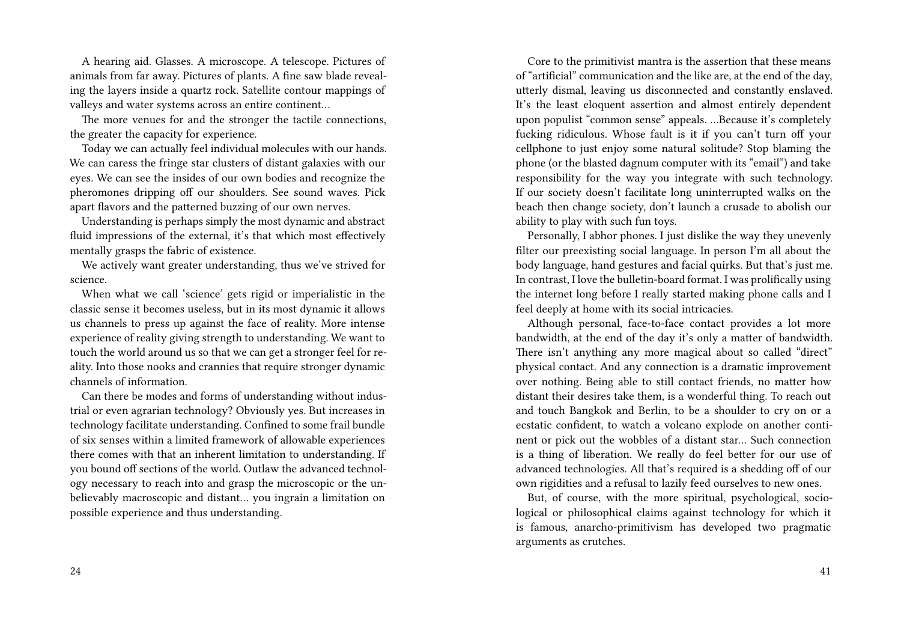A hearing aid. Glasses. A microscope. A telescope. Pictures of animals from far away. Pictures of plants. A fine saw blade revealing the layers inside a quartz rock. Satellite contour mappings of valleys and water systems across an entire continent…

The more venues for and the stronger the tactile connections, the greater the capacity for experience.

Today we can actually feel individual molecules with our hands. We can caress the fringe star clusters of distant galaxies with our eyes. We can see the insides of our own bodies and recognize the pheromones dripping off our shoulders. See sound waves. Pick apart flavors and the patterned buzzing of our own nerves.

Understanding is perhaps simply the most dynamic and abstract fluid impressions of the external, it's that which most effectively mentally grasps the fabric of existence.

We actively want greater understanding, thus we've strived for science.

When what we call 'science' gets rigid or imperialistic in the classic sense it becomes useless, but in its most dynamic it allows us channels to press up against the face of reality. More intense experience of reality giving strength to understanding. We want to touch the world around us so that we can get a stronger feel for reality. Into those nooks and crannies that require stronger dynamic channels of information.

Can there be modes and forms of understanding without industrial or even agrarian technology? Obviously yes. But increases in technology facilitate understanding. Confined to some frail bundle of six senses within a limited framework of allowable experiences there comes with that an inherent limitation to understanding. If you bound off sections of the world. Outlaw the advanced technology necessary to reach into and grasp the microscopic or the unbelievably macroscopic and distant… you ingrain a limitation on possible experience and thus understanding.

Core to the primitivist mantra is the assertion that these means of "artificial" communication and the like are, at the end of the day, utterly dismal, leaving us disconnected and constantly enslaved. It's the least eloquent assertion and almost entirely dependent upon populist "common sense" appeals. …Because it's completely fucking ridiculous. Whose fault is it if you can't turn off your cellphone to just enjoy some natural solitude? Stop blaming the phone (or the blasted dagnum computer with its "email") and take responsibility for the way you integrate with such technology. If our society doesn't facilitate long uninterrupted walks on the beach then change society, don't launch a crusade to abolish our ability to play with such fun toys.

Personally, I abhor phones. I just dislike the way they unevenly filter our preexisting social language. In person I'm all about the body language, hand gestures and facial quirks. But that's just me. In contrast, I love the bulletin-board format. I was prolifically using the internet long before I really started making phone calls and I feel deeply at home with its social intricacies.

Although personal, face-to-face contact provides a lot more bandwidth, at the end of the day it's only a matter of bandwidth. There isn't anything any more magical about so called "direct" physical contact. And any connection is a dramatic improvement over nothing. Being able to still contact friends, no matter how distant their desires take them, is a wonderful thing. To reach out and touch Bangkok and Berlin, to be a shoulder to cry on or a ecstatic confident, to watch a volcano explode on another continent or pick out the wobbles of a distant star… Such connection is a thing of liberation. We really do feel better for our use of advanced technologies. All that's required is a shedding off of our own rigidities and a refusal to lazily feed ourselves to new ones.

But, of course, with the more spiritual, psychological, sociological or philosophical claims against technology for which it is famous, anarcho-primitivism has developed two pragmatic arguments as crutches.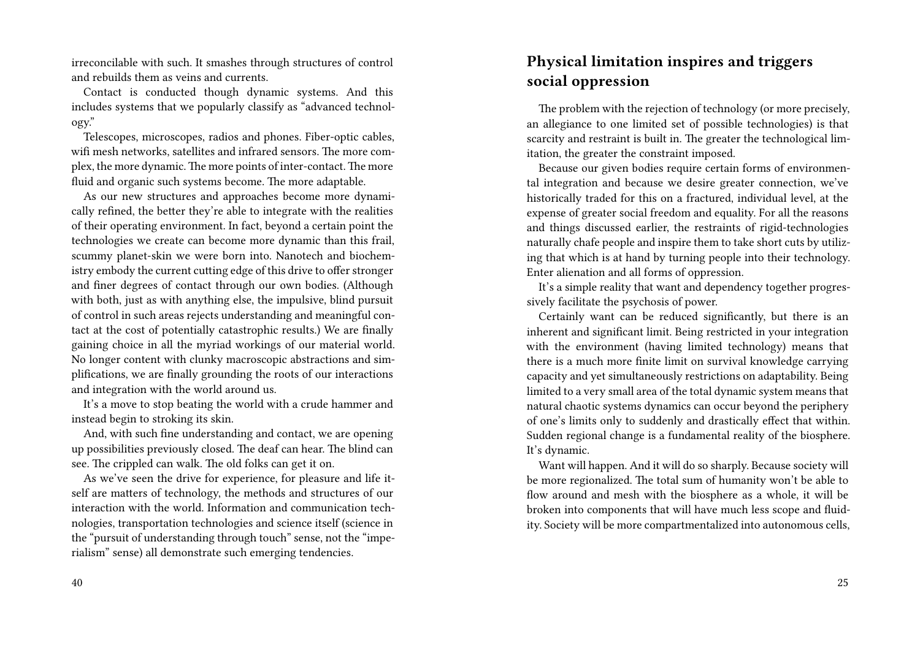irreconcilable with such. It smashes through structures of control and rebuilds them as veins and currents.

Contact is conducted though dynamic systems. And this includes systems that we popularly classify as "advanced technology."

Telescopes, microscopes, radios and phones. Fiber-optic cables, wifi mesh networks, satellites and infrared sensors. The more complex, the more dynamic. The more points of inter-contact. The more fluid and organic such systems become. The more adaptable.

As our new structures and approaches become more dynamically refined, the better they're able to integrate with the realities of their operating environment. In fact, beyond a certain point the technologies we create can become more dynamic than this frail, scummy planet-skin we were born into. Nanotech and biochemistry embody the current cutting edge of this drive to offer stronger and finer degrees of contact through our own bodies. (Although with both, just as with anything else, the impulsive, blind pursuit of control in such areas rejects understanding and meaningful contact at the cost of potentially catastrophic results.) We are finally gaining choice in all the myriad workings of our material world. No longer content with clunky macroscopic abstractions and simplifications, we are finally grounding the roots of our interactions and integration with the world around us.

It's a move to stop beating the world with a crude hammer and instead begin to stroking its skin.

And, with such fine understanding and contact, we are opening up possibilities previously closed. The deaf can hear. The blind can see. The crippled can walk. The old folks can get it on.

As we've seen the drive for experience, for pleasure and life itself are matters of technology, the methods and structures of our interaction with the world. Information and communication technologies, transportation technologies and science itself (science in the "pursuit of understanding through touch" sense, not the "imperialism" sense) all demonstrate such emerging tendencies.

## Physical limitation inspires and triggers social oppression

The problem with the rejection of technology (or more precisely, an allegiance to one limited set of possible technologies) is that scarcity and restraint is built in. The greater the technological limitation, the greater the constraint imposed.

Because our given bodies require certain forms of environmental integration and because we desire greater connection, we've historically traded for this on a fractured, individual level, at the expense of greater social freedom and equality. For all the reasons and things discussed earlier, the restraints of rigid-technologies naturally chafe people and inspire them to take short cuts by utilizing that which is at hand by turning people into their technology. Enter alienation and all forms of oppression.

It's a simple reality that want and dependency together progressively facilitate the psychosis of power.

Certainly want can be reduced significantly, but there is an inherent and significant limit. Being restricted in your integration with the environment (having limited technology) means that there is a much more finite limit on survival knowledge carrying capacity and yet simultaneously restrictions on adaptability. Being limited to a very small area of the total dynamic system means that natural chaotic systems dynamics can occur beyond the periphery of one's limits only to suddenly and drastically effect that within. Sudden regional change is a fundamental reality of the biosphere. It's dynamic.

Want will happen. And it will do so sharply. Because society will be more regionalized. The total sum of humanity won't be able to flow around and mesh with the biosphere as a whole, it will be broken into components that will have much less scope and fluidity. Society will be more compartmentalized into autonomous cells,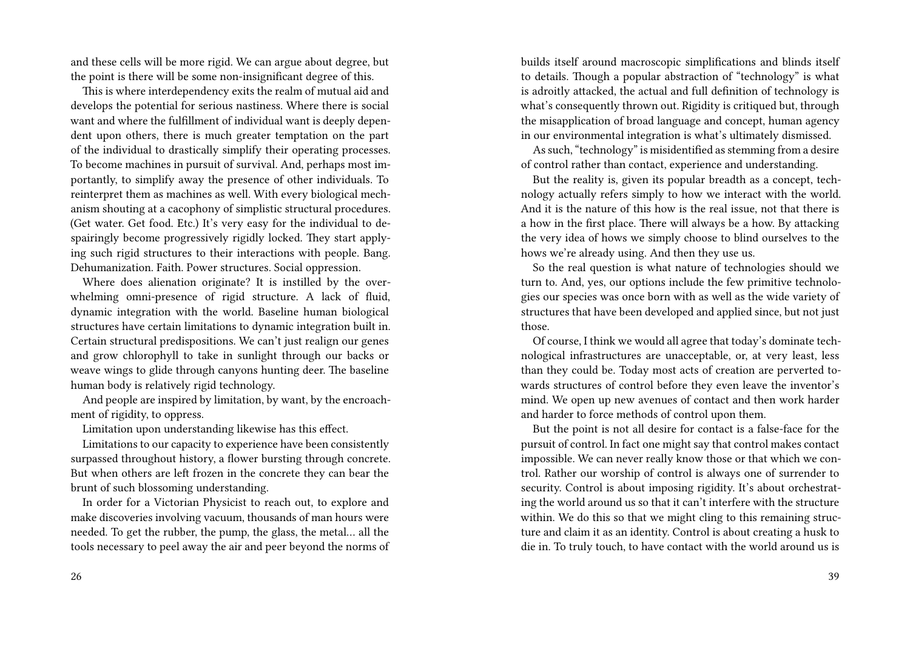and these cells will be more rigid. We can argue about degree, but the point is there will be some non-insignificant degree of this.

This is where interdependency exits the realm of mutual aid and develops the potential for serious nastiness. Where there is social want and where the fulfillment of individual want is deeply dependent upon others, there is much greater temptation on the part of the individual to drastically simplify their operating processes. To become machines in pursuit of survival. And, perhaps most importantly, to simplify away the presence of other individuals. To reinterpret them as machines as well. With every biological mechanism shouting at a cacophony of simplistic structural procedures. (Get water. Get food. Etc.) It's very easy for the individual to despairingly become progressively rigidly locked. They start applying such rigid structures to their interactions with people. Bang. Dehumanization. Faith. Power structures. Social oppression.

Where does alienation originate? It is instilled by the overwhelming omni-presence of rigid structure. A lack of fluid, dynamic integration with the world. Baseline human biological structures have certain limitations to dynamic integration built in. Certain structural predispositions. We can't just realign our genes and grow chlorophyll to take in sunlight through our backs or weave wings to glide through canyons hunting deer. The baseline human body is relatively rigid technology.

And people are inspired by limitation, by want, by the encroachment of rigidity, to oppress.

Limitation upon understanding likewise has this effect.

Limitations to our capacity to experience have been consistently surpassed throughout history, a flower bursting through concrete. But when others are left frozen in the concrete they can bear the brunt of such blossoming understanding.

In order for a Victorian Physicist to reach out, to explore and make discoveries involving vacuum, thousands of man hours were needed. To get the rubber, the pump, the glass, the metal… all the tools necessary to peel away the air and peer beyond the norms of

builds itself around macroscopic simplifications and blinds itself to details. Though a popular abstraction of "technology" is what is adroitly attacked, the actual and full definition of technology is what's consequently thrown out. Rigidity is critiqued but, through the misapplication of broad language and concept, human agency in our environmental integration is what's ultimately dismissed.

As such, "technology" is misidentified as stemming from a desire of control rather than contact, experience and understanding.

But the reality is, given its popular breadth as a concept, technology actually refers simply to how we interact with the world. And it is the nature of this how is the real issue, not that there is a how in the first place. There will always be a how. By attacking the very idea of hows we simply choose to blind ourselves to the hows we're already using. And then they use us.

So the real question is what nature of technologies should we turn to. And, yes, our options include the few primitive technologies our species was once born with as well as the wide variety of structures that have been developed and applied since, but not just those.

Of course, I think we would all agree that today's dominate technological infrastructures are unacceptable, or, at very least, less than they could be. Today most acts of creation are perverted towards structures of control before they even leave the inventor's mind. We open up new avenues of contact and then work harder and harder to force methods of control upon them.

But the point is not all desire for contact is a false-face for the pursuit of control. In fact one might say that control makes contact impossible. We can never really know those or that which we control. Rather our worship of control is always one of surrender to security. Control is about imposing rigidity. It's about orchestrating the world around us so that it can't interfere with the structure within. We do this so that we might cling to this remaining structure and claim it as an identity. Control is about creating a husk to die in. To truly touch, to have contact with the world around us is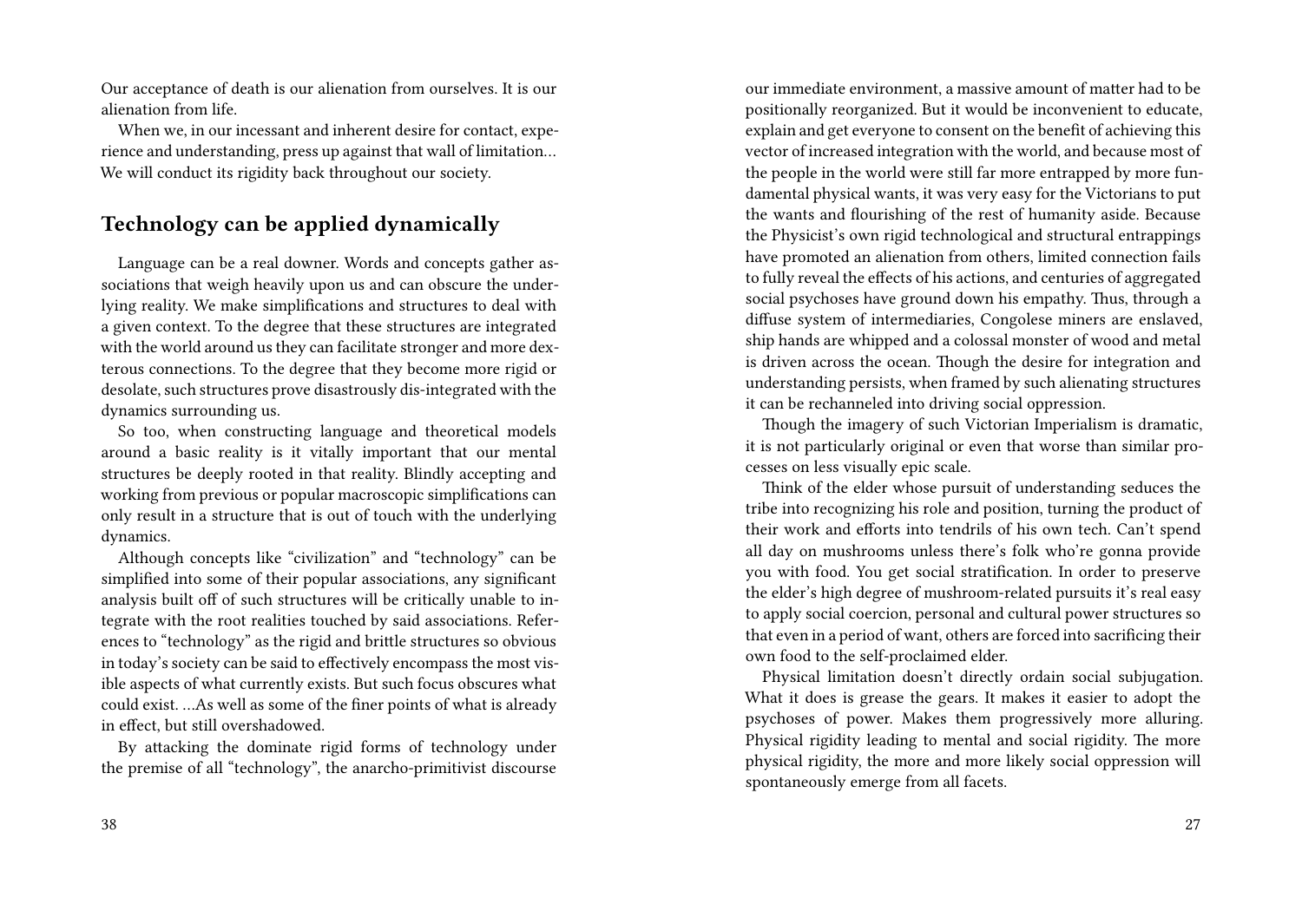Our acceptance of death is our alienation from ourselves. It is our alienation from life.

When we, in our incessant and inherent desire for contact, experience and understanding, press up against that wall of limitation… We will conduct its rigidity back throughout our society.

## Technology can be applied dynamically

Language can be a real downer. Words and concepts gather associations that weigh heavily upon us and can obscure the underlying reality. We make simplifications and structures to deal with a given context. To the degree that these structures are integrated with the world around us they can facilitate stronger and more dexterous connections. To the degree that they become more rigid or desolate, such structures prove disastrously dis-integrated with the dynamics surrounding us.

So too, when constructing language and theoretical models around a basic reality is it vitally important that our mental structures be deeply rooted in that reality. Blindly accepting and working from previous or popular macroscopic simplifications can only result in a structure that is out of touch with the underlying dynamics.

Although concepts like "civilization" and "technology" can be simplified into some of their popular associations, any significant analysis built off of such structures will be critically unable to integrate with the root realities touched by said associations. References to "technology" as the rigid and brittle structures so obvious in today's society can be said to effectively encompass the most visible aspects of what currently exists. But such focus obscures what could exist. …As well as some of the finer points of what is already in effect, but still overshadowed.

By attacking the dominate rigid forms of technology under the premise of all "technology", the anarcho-primitivist discourse

our immediate environment, a massive amount of matter had to be positionally reorganized. But it would be inconvenient to educate, explain and get everyone to consent on the benefit of achieving this vector of increased integration with the world, and because most of the people in the world were still far more entrapped by more fundamental physical wants, it was very easy for the Victorians to put the wants and flourishing of the rest of humanity aside. Because the Physicist's own rigid technological and structural entrappings have promoted an alienation from others, limited connection fails to fully reveal the effects of his actions, and centuries of aggregated social psychoses have ground down his empathy. Thus, through a diffuse system of intermediaries, Congolese miners are enslaved, ship hands are whipped and a colossal monster of wood and metal is driven across the ocean. Though the desire for integration and understanding persists, when framed by such alienating structures it can be rechanneled into driving social oppression.

Though the imagery of such Victorian Imperialism is dramatic, it is not particularly original or even that worse than similar processes on less visually epic scale.

Think of the elder whose pursuit of understanding seduces the tribe into recognizing his role and position, turning the product of their work and efforts into tendrils of his own tech. Can't spend all day on mushrooms unless there's folk who're gonna provide you with food. You get social stratification. In order to preserve the elder's high degree of mushroom-related pursuits it's real easy to apply social coercion, personal and cultural power structures so that even in a period of want, others are forced into sacrificing their own food to the self-proclaimed elder.

Physical limitation doesn't directly ordain social subjugation. What it does is grease the gears. It makes it easier to adopt the psychoses of power. Makes them progressively more alluring. Physical rigidity leading to mental and social rigidity. The more physical rigidity, the more and more likely social oppression will spontaneously emerge from all facets.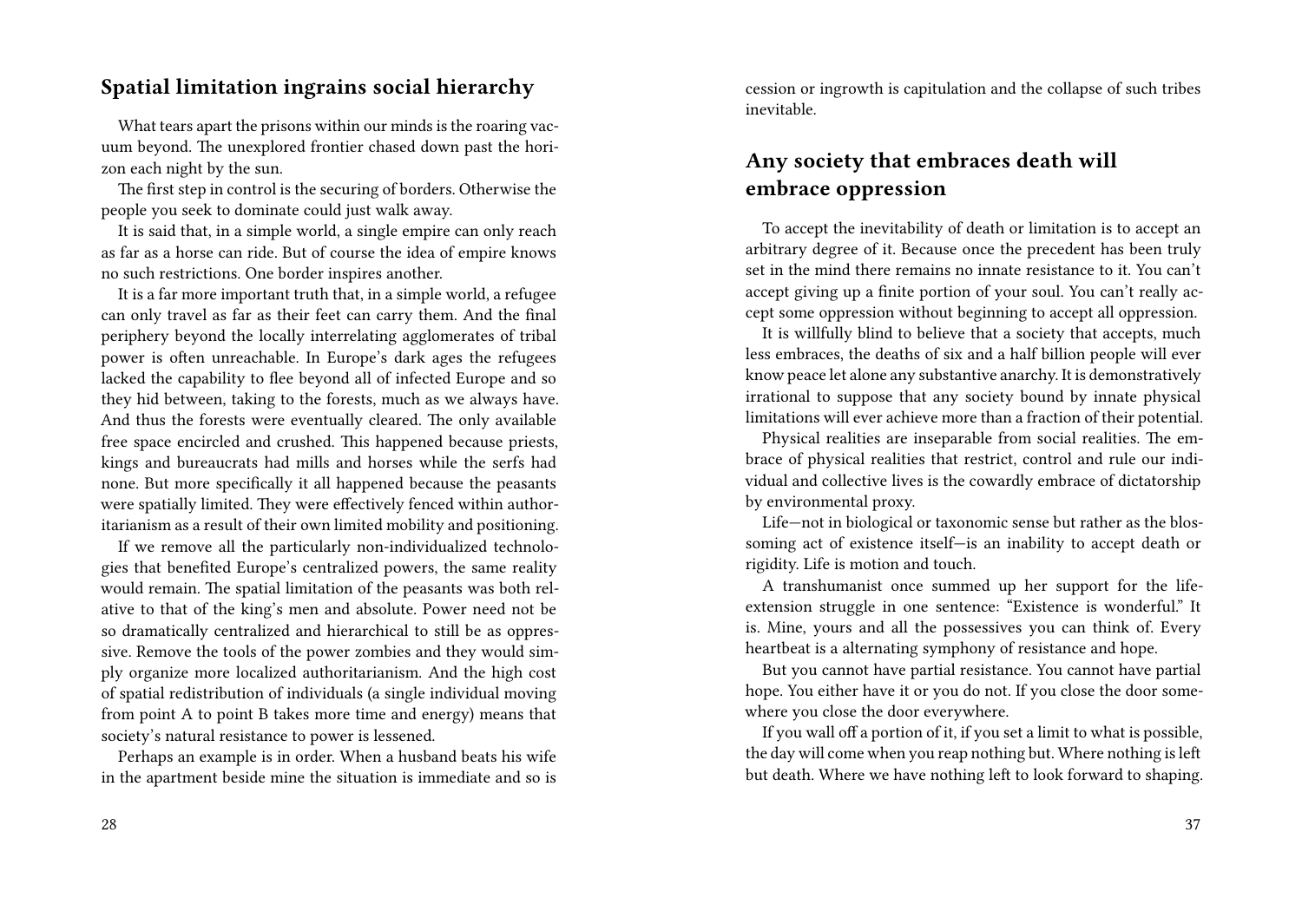## Spatial limitation ingrains social hierarchy

What tears apart the prisons within our minds is the roaring vacuum beyond. The unexplored frontier chased down past the horizon each night by the sun.

The first step in control is the securing of borders. Otherwise the people you seek to dominate could just walk away.

It is said that, in a simple world, a single empire can only reach as far as a horse can ride. But of course the idea of empire knows no such restrictions. One border inspires another.

It is a far more important truth that, in a simple world, a refugee can only travel as far as their feet can carry them. And the final periphery beyond the locally interrelating agglomerates of tribal power is often unreachable. In Europe's dark ages the refugees lacked the capability to flee beyond all of infected Europe and so they hid between, taking to the forests, much as we always have. And thus the forests were eventually cleared. The only available free space encircled and crushed. This happened because priests, kings and bureaucrats had mills and horses while the serfs had none. But more specifically it all happened because the peasants were spatially limited. They were effectively fenced within authoritarianism as a result of their own limited mobility and positioning.

If we remove all the particularly non-individualized technologies that benefited Europe's centralized powers, the same reality would remain. The spatial limitation of the peasants was both relative to that of the king's men and absolute. Power need not be so dramatically centralized and hierarchical to still be as oppressive. Remove the tools of the power zombies and they would simply organize more localized authoritarianism. And the high cost of spatial redistribution of individuals (a single individual moving from point A to point B takes more time and energy) means that society's natural resistance to power is lessened.

Perhaps an example is in order. When a husband beats his wife in the apartment beside mine the situation is immediate and so is

cession or ingrowth is capitulation and the collapse of such tribes inevitable.

## Any society that embraces death will embrace oppression

To accept the inevitability of death or limitation is to accept an arbitrary degree of it. Because once the precedent has been truly set in the mind there remains no innate resistance to it. You can't accept giving up a finite portion of your soul. You can't really accept some oppression without beginning to accept all oppression.

It is willfully blind to believe that a society that accepts, much less embraces, the deaths of six and a half billion people will ever know peace let alone any substantive anarchy. It is demonstratively irrational to suppose that any society bound by innate physical limitations will ever achieve more than a fraction of their potential.

Physical realities are inseparable from social realities. The embrace of physical realities that restrict, control and rule our individual and collective lives is the cowardly embrace of dictatorship by environmental proxy.

Life—not in biological or taxonomic sense but rather as the blossoming act of existence itself—is an inability to accept death or rigidity. Life is motion and touch.

A transhumanist once summed up her support for the life-extension struggle in one sentence: "Existence is wonderful." It is. Mine, yours and all the possessives you can think of. Every heartbeat is a alternating symphony of resistance and hope.

But you cannot have partial resistance. You cannot have partial hope. You either have it or you do not. If you close the door somewhere you close the door everywhere.

If you wall off a portion of it, if you set a limit to what is possible, the day will come when you reap nothing but. Where nothing is left but death. Where we have nothing left to look forward to shaping.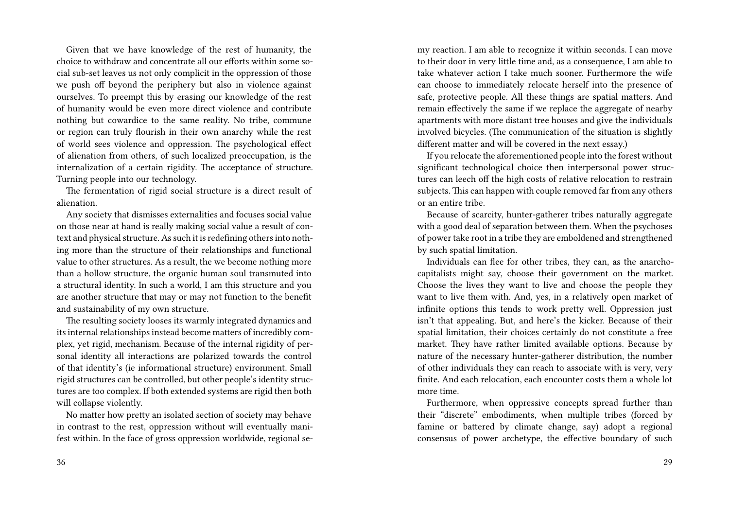Given that we have knowledge of the rest of humanity, the choice to withdraw and concentrate all our efforts within some social sub-set leaves us not only complicit in the oppression of those we push off beyond the periphery but also in violence against ourselves. To preempt this by erasing our knowledge of the rest of humanity would be even more direct violence and contribute nothing but cowardice to the same reality. No tribe, commune or region can truly flourish in their own anarchy while the rest of world sees violence and oppression. The psychological effect of alienation from others, of such localized preoccupation, is the internalization of a certain rigidity. The acceptance of structure. Turning people into our technology.

The fermentation of rigid social structure is a direct result of alienation.

Any society that dismisses externalities and focuses social value on those near at hand is really making social value a result of context and physical structure. As such it is redefining others into nothing more than the structure of their relationships and functional value to other structures. As a result, the we become nothing more than a hollow structure, the organic human soul transmuted into a structural identity. In such a world, I am this structure and you are another structure that may or may not function to the benefit and sustainability of my own structure.

The resulting society looses its warmly integrated dynamics and its internal relationships instead become matters of incredibly complex, yet rigid, mechanism. Because of the internal rigidity of personal identity all interactions are polarized towards the control of that identity's (ie informational structure) environment. Small rigid structures can be controlled, but other people's identity structures are too complex. If both extended systems are rigid then both will collapse violently.

No matter how pretty an isolated section of society may behave in contrast to the rest, oppression without will eventually manifest within. In the face of gross oppression worldwide, regional se-

my reaction. I am able to recognize it within seconds. I can move to their door in very little time and, as a consequence, I am able to take whatever action I take much sooner. Furthermore the wife can choose to immediately relocate herself into the presence of safe, protective people. All these things are spatial matters. And remain effectively the same if we replace the aggregate of nearby apartments with more distant tree houses and give the individuals involved bicycles. (The communication of the situation is slightly different matter and will be covered in the next essay.)

If you relocate the aforementioned people into the forest without significant technological choice then interpersonal power structures can leech off the high costs of relative relocation to restrain subjects. This can happen with couple removed far from any others or an entire tribe.

Because of scarcity, hunter-gatherer tribes naturally aggregate with a good deal of separation between them. When the psychoses of power take root in a tribe they are emboldened and strengthened by such spatial limitation.

Individuals can flee for other tribes, they can, as the anarcho-capitalists might say, choose their government on the market. Choose the lives they want to live and choose the people they want to live them with. And, yes, in a relatively open market of infinite options this tends to work pretty well. Oppression just isn't that appealing. But, and here's the kicker. Because of their spatial limitation, their choices certainly do not constitute a free market. They have rather limited available options. Because by nature of the necessary hunter-gatherer distribution, the number of other individuals they can reach to associate with is very, very finite. And each relocation, each encounter costs them a whole lot more time.

Furthermore, when oppressive concepts spread further than their "discrete" embodiments, when multiple tribes (forced by famine or battered by climate change, say) adopt a regional consensus of power archetype, the effective boundary of such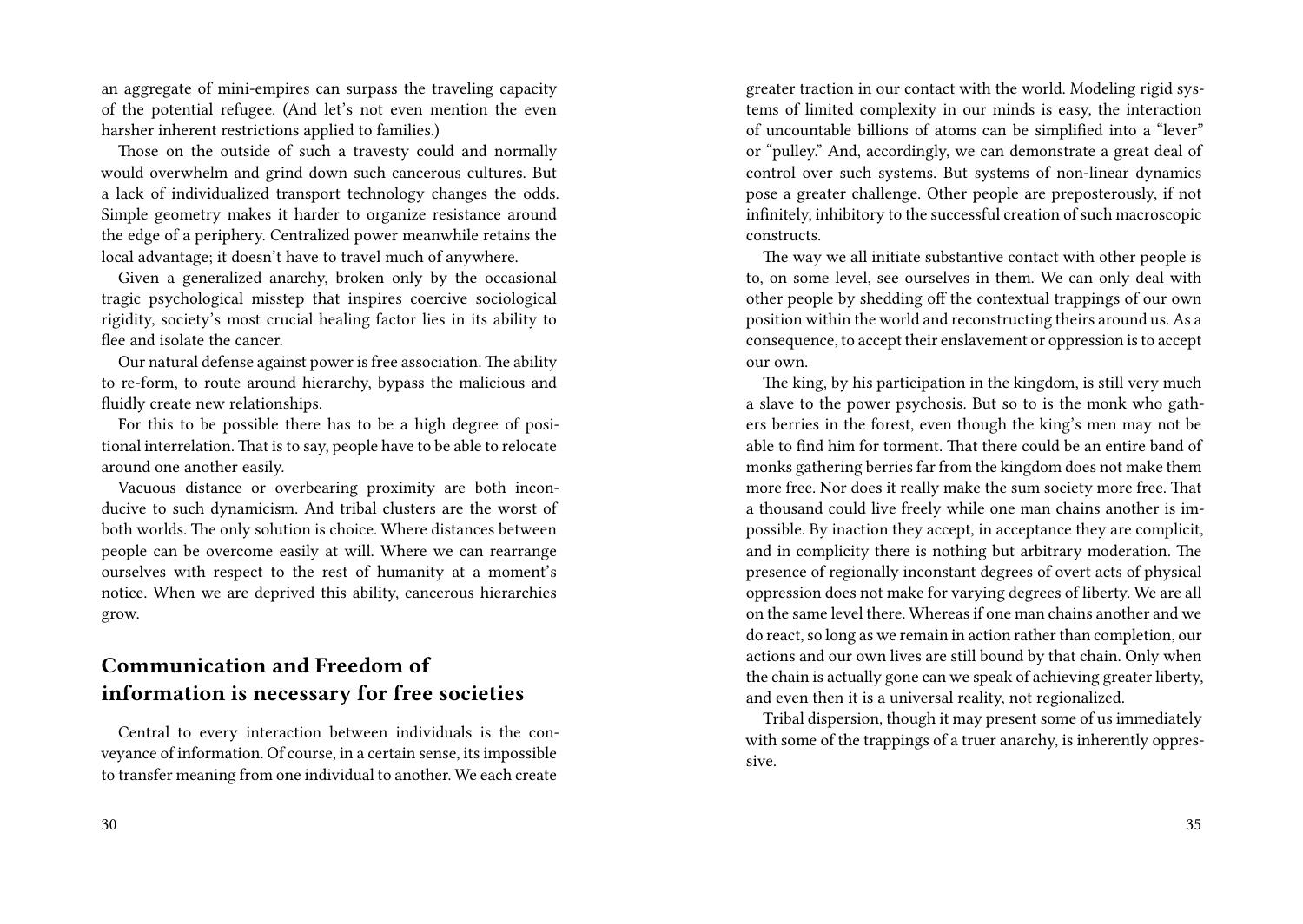an aggregate of mini-empires can surpass the traveling capacity of the potential refugee. (And let's not even mention the even harsher inherent restrictions applied to families.)

Those on the outside of such a travesty could and normally would overwhelm and grind down such cancerous cultures. But a lack of individualized transport technology changes the odds. Simple geometry makes it harder to organize resistance around the edge of a periphery. Centralized power meanwhile retains the local advantage; it doesn't have to travel much of anywhere.

Given a generalized anarchy, broken only by the occasional tragic psychological misstep that inspires coercive sociological rigidity, society's most crucial healing factor lies in its ability to flee and isolate the cancer.

Our natural defense against power is free association. The ability to re-form, to route around hierarchy, bypass the malicious and fluidly create new relationships.

For this to be possible there has to be a high degree of positional interrelation. That is to say, people have to be able to relocate around one another easily.

Vacuous distance or overbearing proximity are both inconducive to such dynamicism. And tribal clusters are the worst of both worlds. The only solution is choice. Where distances between people can be overcome easily at will. Where we can rearrange ourselves with respect to the rest of humanity at a moment's notice. When we are deprived this ability, cancerous hierarchies grow.

## Communication and Freedom of information is necessary for free societies

Central to every interaction between individuals is the conveyance of information. Of course, in a certain sense, its impossible to transfer meaning from one individual to another. We each create

greater traction in our contact with the world. Modeling rigid systems of limited complexity in our minds is easy, the interaction of uncountable billions of atoms can be simplified into a "lever" or "pulley." And, accordingly, we can demonstrate a great deal of control over such systems. But systems of non-linear dynamics pose a greater challenge. Other people are preposterously, if not infinitely, inhibitory to the successful creation of such macroscopic constructs.

The way we all initiate substantive contact with other people is to, on some level, see ourselves in them. We can only deal with other people by shedding off the contextual trappings of our own position within the world and reconstructing theirs around us. As a consequence, to accept their enslavement or oppression is to accept our own.

The king, by his participation in the kingdom, is still very much a slave to the power psychosis. But so to is the monk who gathers berries in the forest, even though the king's men may not be able to find him for torment. That there could be an entire band of monks gathering berries far from the kingdom does not make them more free. Nor does it really make the sum society more free. That a thousand could live freely while one man chains another is impossible. By inaction they accept, in acceptance they are complicit, and in complicity there is nothing but arbitrary moderation. The presence of regionally inconstant degrees of overt acts of physical oppression does not make for varying degrees of liberty. We are all on the same level there. Whereas if one man chains another and we do react, so long as we remain in action rather than completion, our actions and our own lives are still bound by that chain. Only when the chain is actually gone can we speak of achieving greater liberty, and even then it is a universal reality, not regionalized.

Tribal dispersion, though it may present some of us immediately with some of the trappings of a truer anarchy, is inherently oppressive.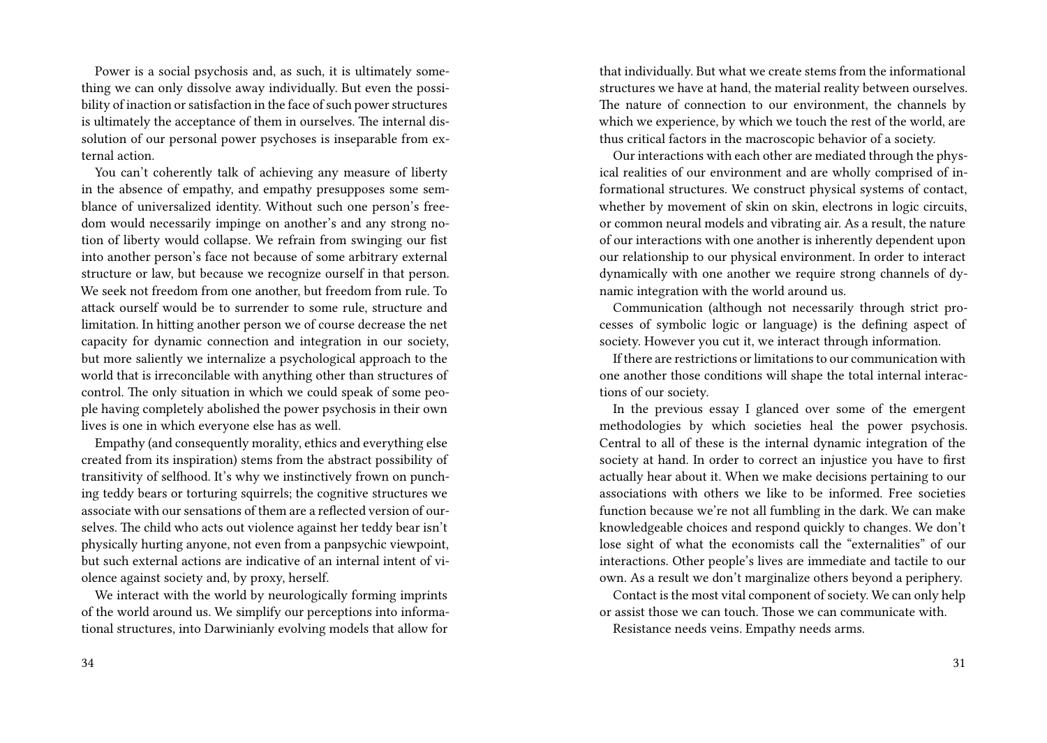Power is a social psychosis and, as such, it is ultimately something we can only dissolve away individually. But even the possibility of inaction or satisfaction in the face of such power structures is ultimately the acceptance of them in ourselves. The internal dissolution of our personal power psychoses is inseparable from external action.

You can't coherently talk of achieving any measure of liberty in the absence of empathy, and empathy presupposes some semblance of universalized identity. Without such one person's freedom would necessarily impinge on another's and any strong notion of liberty would collapse. We refrain from swinging our fist into another person's face not because of some arbitrary external structure or law, but because we recognize ourself in that person. We seek not freedom from one another, but freedom from rule. To attack ourself would be to surrender to some rule, structure and limitation. In hitting another person we of course decrease the net capacity for dynamic connection and integration in our society, but more saliently we internalize a psychological approach to the world that is irreconcilable with anything other than structures of control. The only situation in which we could speak of some people having completely abolished the power psychosis in their own lives is one in which everyone else has as well.

Empathy (and consequently morality, ethics and everything else created from its inspiration) stems from the abstract possibility of transitivity of selfhood. It's why we instinctively frown on punching teddy bears or torturing squirrels; the cognitive structures we associate with our sensations of them are a reflected version of ourselves. The child who acts out violence against her teddy bear isn't physically hurting anyone, not even from a panpsychic viewpoint, but such external actions are indicative of an internal intent of violence against society and, by proxy, herself.

We interact with the world by neurologically forming imprints of the world around us. We simplify our perceptions into informational structures, into Darwinianly evolving models that allow for that individually. But what we create stems from the informational structures we have at hand, the material reality between ourselves. The nature of connection to our environment, the channels by which we experience, by which we touch the rest of the world, are thus critical factors in the macroscopic behavior of a society.

Our interactions with each other are mediated through the physical realities of our environment and are wholly comprised of informational structures. We construct physical systems of contact, whether by movement of skin on skin, electrons in logic circuits, or common neural models and vibrating air. As a result, the nature of our interactions with one another is inherently dependent upon our relationship to our physical environment. In order to interact dynamically with one another we require strong channels of dynamic integration with the world around us.

Communication (although not necessarily through strict processes of symbolic logic or language) is the defining aspect of society. However you cut it, we interact through information.

If there are restrictions or limitations to our communication with one another those conditions will shape the total internal interactions of our society.

In the previous essay I glanced over some of the emergent methodologies by which societies heal the power psychosis. Central to all of these is the internal dynamic integration of the society at hand. In order to correct an injustice you have to first actually hear about it. When we make decisions pertaining to our associations with others we like to be informed. Free societies function because we're not all fumbling in the dark. We can make knowledgeable choices and respond quickly to changes. We don't lose sight of what the economists call the "externalities" of our interactions. Other people's lives are immediate and tactile to our own. As a result we don't marginalize others beyond a periphery.

Contact is the most vital component of society. We can only help or assist those we can touch. Those we can communicate with.

Resistance needs veins. Empathy needs arms.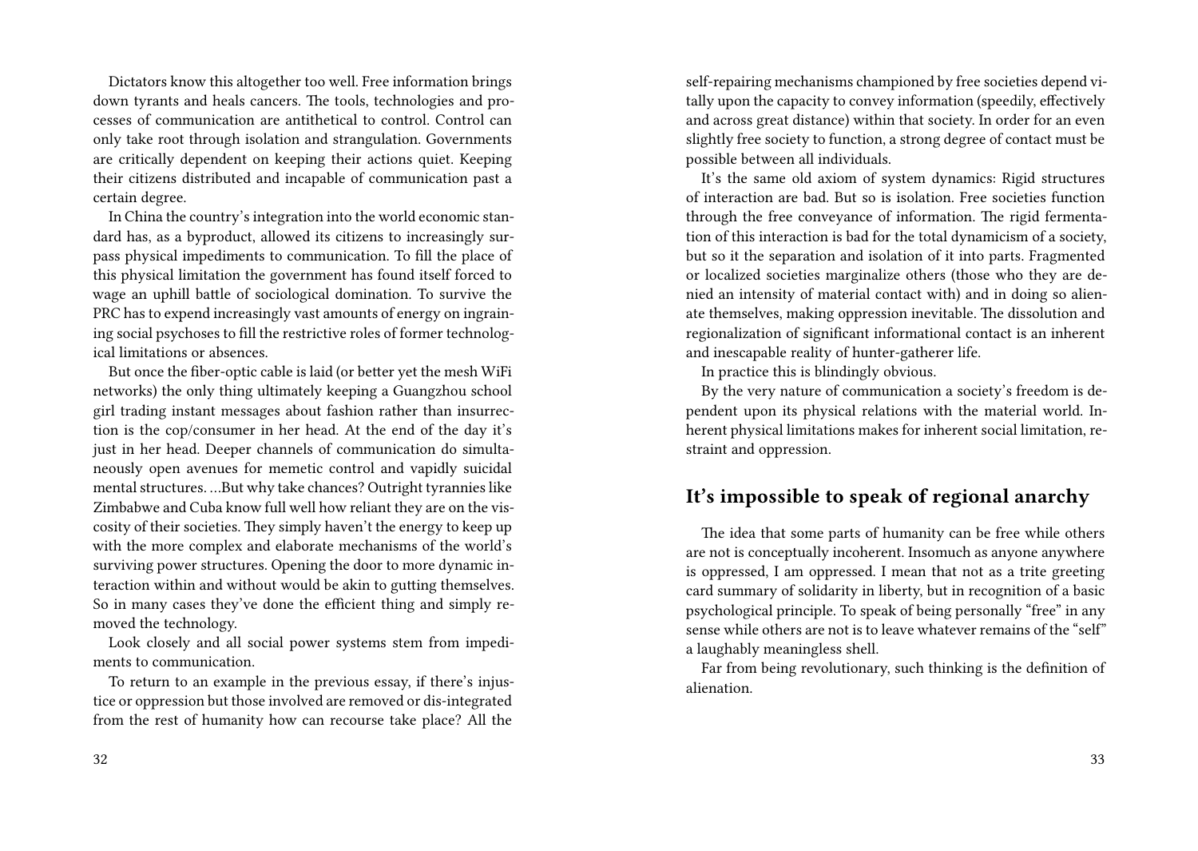Dictators know this altogether too well. Free information brings down tyrants and heals cancers. The tools, technologies and processes of communication are antithetical to control. Control can only take root through isolation and strangulation. Governments are critically dependent on keeping their actions quiet. Keeping their citizens distributed and incapable of communication past a certain degree.

In China the country's integration into the world economic standard has, as a byproduct, allowed its citizens to increasingly surpass physical impediments to communication. To fill the place of this physical limitation the government has found itself forced to wage an uphill battle of sociological domination. To survive the PRC has to expend increasingly vast amounts of energy on ingraining social psychoses to fill the restrictive roles of former technological limitations or absences.

But once the fiber-optic cable is laid (or better yet the mesh WiFi networks) the only thing ultimately keeping a Guangzhou school girl trading instant messages about fashion rather than insurrection is the cop/consumer in her head. At the end of the day it's just in her head. Deeper channels of communication do simultaneously open avenues for memetic control and vapidly suicidal mental structures. …But why take chances? Outright tyrannies like Zimbabwe and Cuba know full well how reliant they are on the viscosity of their societies. They simply haven't the energy to keep up with the more complex and elaborate mechanisms of the world's surviving power structures. Opening the door to more dynamic interaction within and without would be akin to gutting themselves. So in many cases they've done the efficient thing and simply removed the technology.

Look closely and all social power systems stem from impediments to communication.

To return to an example in the previous essay, if there's injustice or oppression but those involved are removed or dis-integrated from the rest of humanity how can recourse take place? All the self-repairing mechanisms championed by free societies depend vitally upon the capacity to convey information (speedily, effectively and across great distance) within that society. In order for an even slightly free society to function, a strong degree of contact must be possible between all individuals.

It's the same old axiom of system dynamics: Rigid structures of interaction are bad. But so is isolation. Free societies function through the free conveyance of information. The rigid fermentation of this interaction is bad for the total dynamicism of a society, but so it the separation and isolation of it into parts. Fragmented or localized societies marginalize others (those who they are denied an intensity of material contact with) and in doing so alienate themselves, making oppression inevitable. The dissolution and regionalization of significant informational contact is an inherent and inescapable reality of hunter-gatherer life.

In practice this is blindingly obvious.

By the very nature of communication a society's freedom is dependent upon its physical relations with the material world. Inherent physical limitations makes for inherent social limitation, restraint and oppression.

## It's impossible to speak of regional anarchy

The idea that some parts of humanity can be free while others are not is conceptually incoherent. Insomuch as anyone anywhere is oppressed, I am oppressed. I mean that not as a trite greeting card summary of solidarity in liberty, but in recognition of a basic psychological principle. To speak of being personally "free" in any sense while others are not is to leave whatever remains of the "self" a laughably meaningless shell.

Far from being revolutionary, such thinking is the definition of alienation.